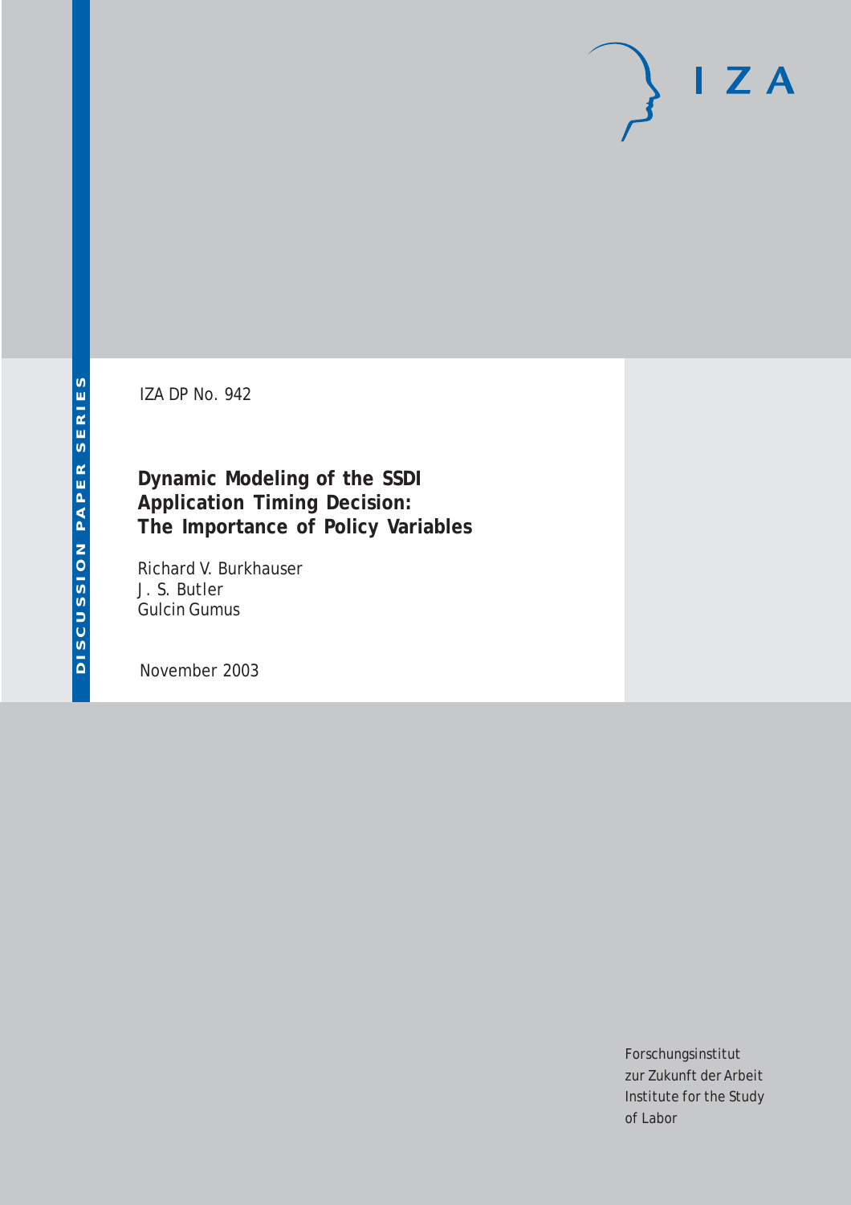IZA DP No. 942

# Dynamic Modeling of the SSDI Application Timing Decision: The Importance of Policy Variables

Richard V. Burkhauser
J. S. Butler
Gulcin Gumus

November 2003

DISCUSSION PAPER SERIES

IZA

Forschungsinstitut
zur Zukunft der Arbeit
Institute for the Study
of Labor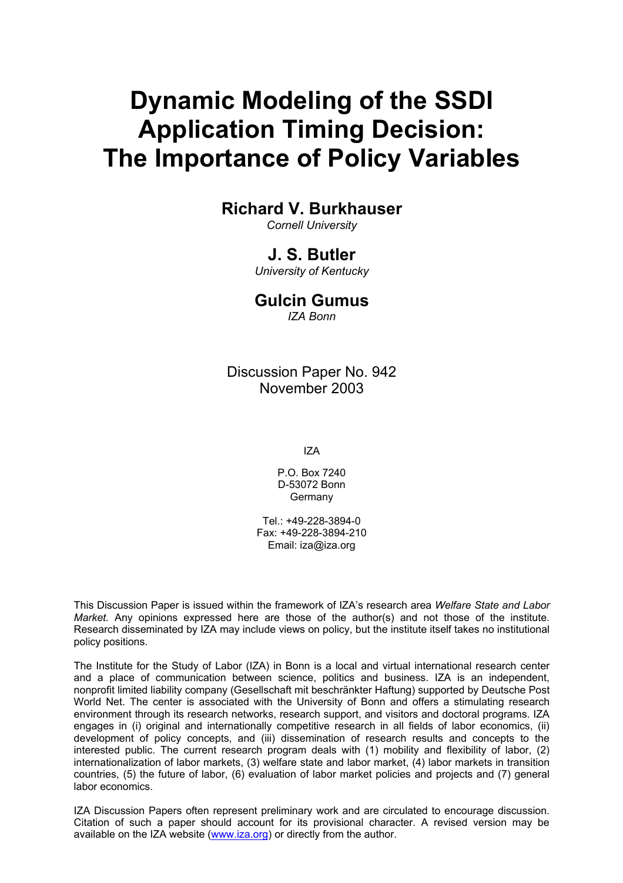# Dynamic Modeling of the SSDI Application Timing Decision: The Importance of Policy Variables

## Richard V. Burkhauser

*Cornell University*

## J. S. Butler

*University of Kentucky*

## Gulcin Gumus

*IZA Bonn*

Discussion Paper No. 942
November 2003

IZA

P.O. Box 7240
D-53072 Bonn
Germany

Tel.: +49-228-3894-0
Fax: +49-228-3894-210
Email: iza@iza.org

This Discussion Paper is issued within the framework of IZA's research area *Welfare State and Labor Market.* Any opinions expressed here are those of the author(s) and not those of the institute. Research disseminated by IZA may include views on policy, but the institute itself takes no institutional policy positions.

The Institute for the Study of Labor (IZA) in Bonn is a local and virtual international research center and a place of communication between science, politics and business. IZA is an independent, nonprofit limited liability company (Gesellschaft mit beschränkter Haftung) supported by Deutsche Post World Net. The center is associated with the University of Bonn and offers a stimulating research environment through its research networks, research support, and visitors and doctoral programs. IZA engages in (i) original and internationally competitive research in all fields of labor economics, (ii) development of policy concepts, and (iii) dissemination of research results and concepts to the interested public. The current research program deals with (1) mobility and flexibility of labor, (2) internationalization of labor markets, (3) welfare state and labor market, (4) labor markets in transition countries, (5) the future of labor, (6) evaluation of labor market policies and projects and (7) general labor economics.

IZA Discussion Papers often represent preliminary work and are circulated to encourage discussion. Citation of such a paper should account for its provisional character. A revised version may be available on the IZA website (www.iza.org) or directly from the author.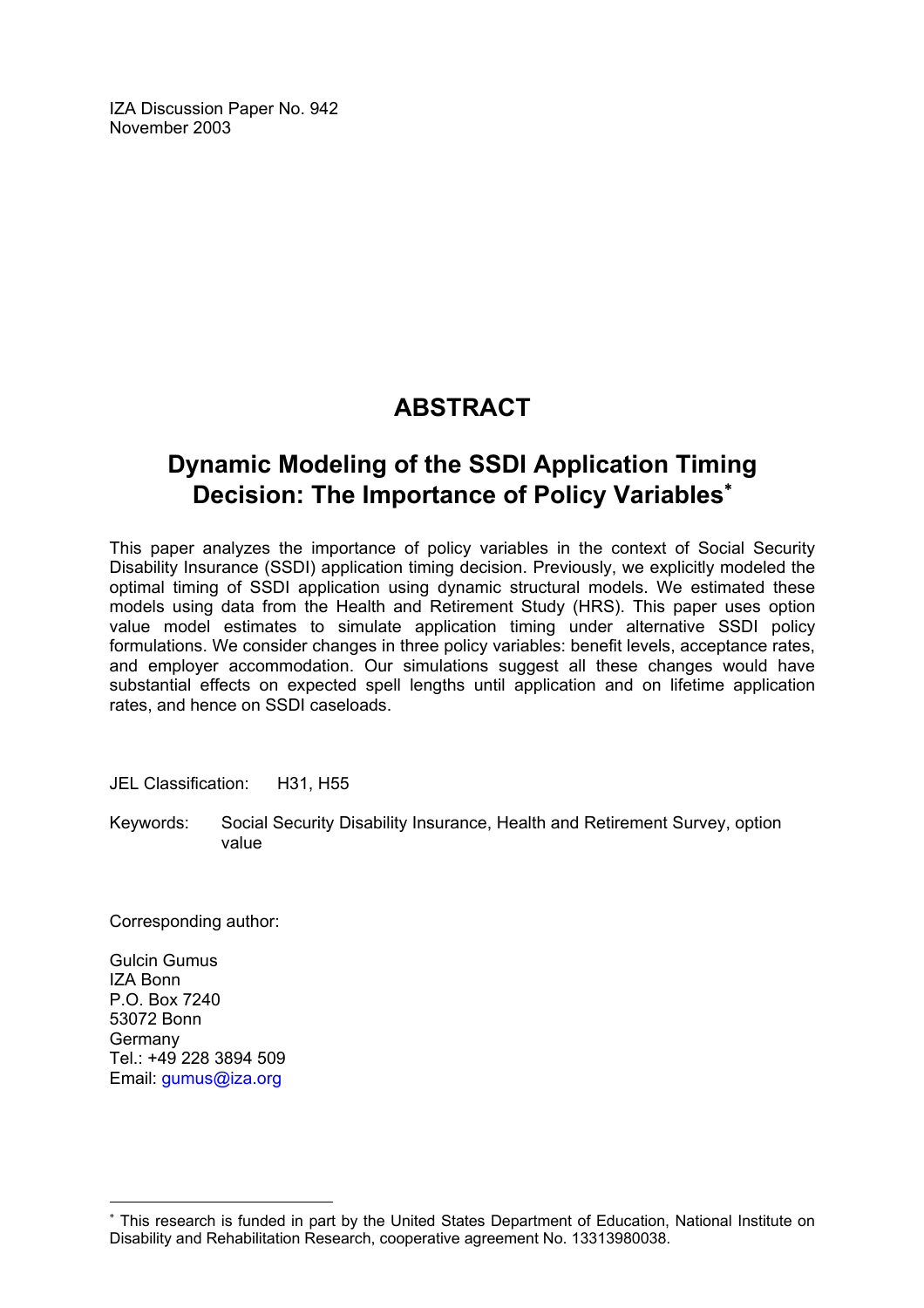IZA Discussion Paper No. 942
November 2003

# ABSTRACT

## Dynamic Modeling of the SSDI Application Timing Decision: The Importance of Policy Variables*

This paper analyzes the importance of policy variables in the context of Social Security Disability Insurance (SSDI) application timing decision. Previously, we explicitly modeled the optimal timing of SSDI application using dynamic structural models. We estimated these models using data from the Health and Retirement Study (HRS). This paper uses option value model estimates to simulate application timing under alternative SSDI policy formulations. We consider changes in three policy variables: benefit levels, acceptance rates, and employer accommodation. Our simulations suggest all these changes would have substantial effects on expected spell lengths until application and on lifetime application rates, and hence on SSDI caseloads.

JEL Classification: H31, H55

Keywords: Social Security Disability Insurance, Health and Retirement Survey, option value

Corresponding author:

Gulcin Gumus
IZA Bonn
P.O. Box 7240
53072 Bonn
Germany
Tel.: +49 228 3894 509
Email: gumus@iza.org

* This research is funded in part by the United States Department of Education, National Institute on Disability and Rehabilitation Research, cooperative agreement No. 13313980038.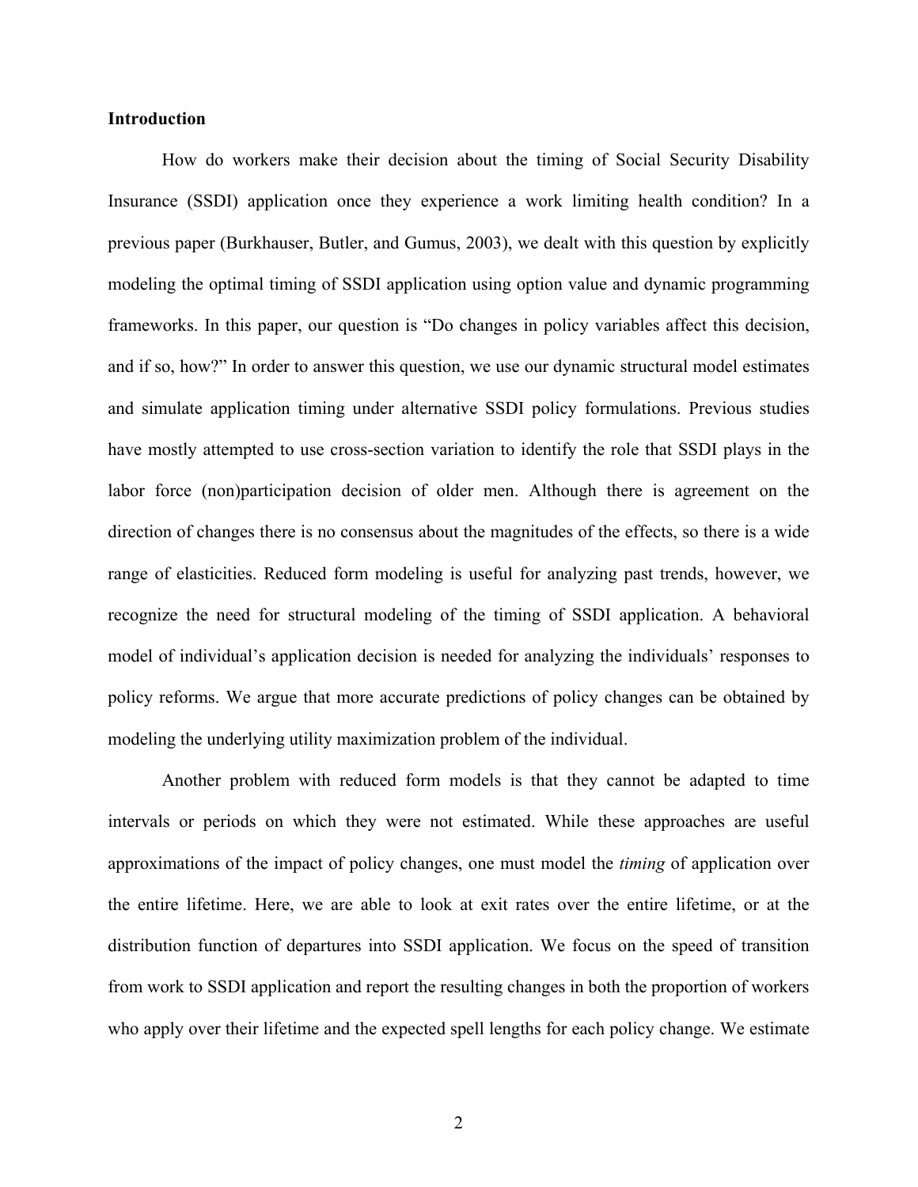## Introduction

How do workers make their decision about the timing of Social Security Disability Insurance (SSDI) application once they experience a work limiting health condition? In a previous paper (Burkhauser, Butler, and Gumus, 2003), we dealt with this question by explicitly modeling the optimal timing of SSDI application using option value and dynamic programming frameworks. In this paper, our question is "Do changes in policy variables affect this decision, and if so, how?" In order to answer this question, we use our dynamic structural model estimates and simulate application timing under alternative SSDI policy formulations. Previous studies have mostly attempted to use cross-section variation to identify the role that SSDI plays in the labor force (non)participation decision of older men. Although there is agreement on the direction of changes there is no consensus about the magnitudes of the effects, so there is a wide range of elasticities. Reduced form modeling is useful for analyzing past trends, however, we recognize the need for structural modeling of the timing of SSDI application. A behavioral model of individual's application decision is needed for analyzing the individuals' responses to policy reforms. We argue that more accurate predictions of policy changes can be obtained by modeling the underlying utility maximization problem of the individual.

Another problem with reduced form models is that they cannot be adapted to time intervals or periods on which they were not estimated. While these approaches are useful approximations of the impact of policy changes, one must model the *timing* of application over the entire lifetime. Here, we are able to look at exit rates over the entire lifetime, or at the distribution function of departures into SSDI application. We focus on the speed of transition from work to SSDI application and report the resulting changes in both the proportion of workers who apply over their lifetime and the expected spell lengths for each policy change. We estimate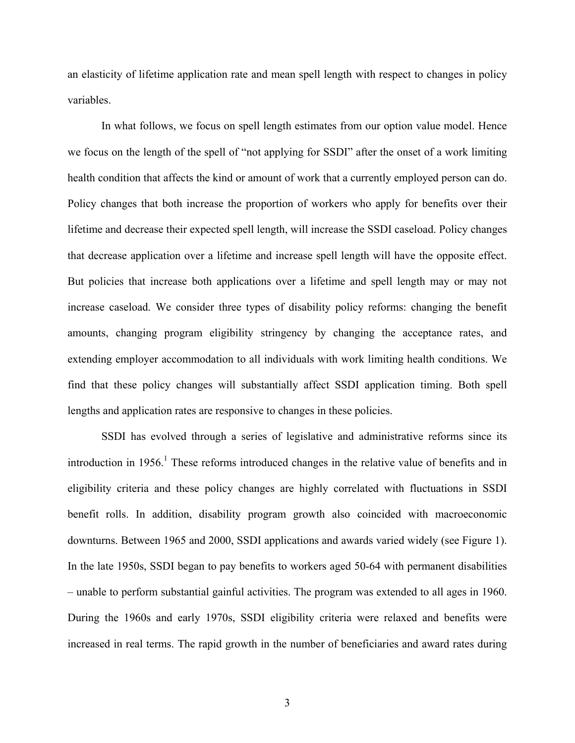an elasticity of lifetime application rate and mean spell length with respect to changes in policy variables.

In what follows, we focus on spell length estimates from our option value model. Hence we focus on the length of the spell of "not applying for SSDI" after the onset of a work limiting health condition that affects the kind or amount of work that a currently employed person can do. Policy changes that both increase the proportion of workers who apply for benefits over their lifetime and decrease their expected spell length, will increase the SSDI caseload. Policy changes that decrease application over a lifetime and increase spell length will have the opposite effect. But policies that increase both applications over a lifetime and spell length may or may not increase caseload. We consider three types of disability policy reforms: changing the benefit amounts, changing program eligibility stringency by changing the acceptance rates, and extending employer accommodation to all individuals with work limiting health conditions. We find that these policy changes will substantially affect SSDI application timing. Both spell lengths and application rates are responsive to changes in these policies.

SSDI has evolved through a series of legislative and administrative reforms since its introduction in 1956.[1] These reforms introduced changes in the relative value of benefits and in eligibility criteria and these policy changes are highly correlated with fluctuations in SSDI benefit rolls. In addition, disability program growth also coincided with macroeconomic downturns. Between 1965 and 2000, SSDI applications and awards varied widely (see Figure 1). In the late 1950s, SSDI began to pay benefits to workers aged 50-64 with permanent disabilities – unable to perform substantial gainful activities. The program was extended to all ages in 1960. During the 1960s and early 1970s, SSDI eligibility criteria were relaxed and benefits were increased in real terms. The rapid growth in the number of beneficiaries and award rates during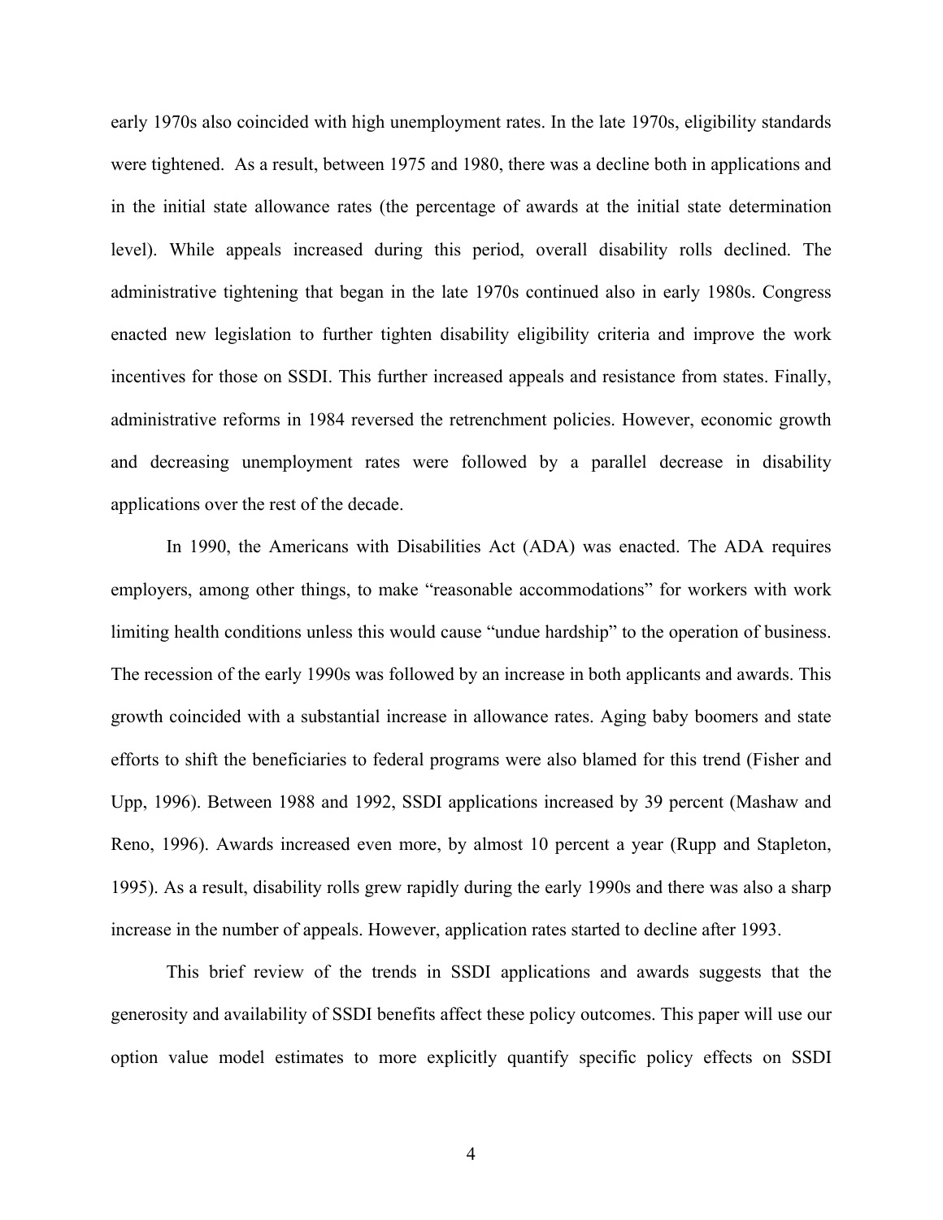early 1970s also coincided with high unemployment rates. In the late 1970s, eligibility standards were tightened. As a result, between 1975 and 1980, there was a decline both in applications and in the initial state allowance rates (the percentage of awards at the initial state determination level). While appeals increased during this period, overall disability rolls declined. The administrative tightening that began in the late 1970s continued also in early 1980s. Congress enacted new legislation to further tighten disability eligibility criteria and improve the work incentives for those on SSDI. This further increased appeals and resistance from states. Finally, administrative reforms in 1984 reversed the retrenchment policies. However, economic growth and decreasing unemployment rates were followed by a parallel decrease in disability applications over the rest of the decade.

In 1990, the Americans with Disabilities Act (ADA) was enacted. The ADA requires employers, among other things, to make "reasonable accommodations" for workers with work limiting health conditions unless this would cause "undue hardship" to the operation of business. The recession of the early 1990s was followed by an increase in both applicants and awards. This growth coincided with a substantial increase in allowance rates. Aging baby boomers and state efforts to shift the beneficiaries to federal programs were also blamed for this trend (Fisher and Upp, 1996). Between 1988 and 1992, SSDI applications increased by 39 percent (Mashaw and Reno, 1996). Awards increased even more, by almost 10 percent a year (Rupp and Stapleton, 1995). As a result, disability rolls grew rapidly during the early 1990s and there was also a sharp increase in the number of appeals. However, application rates started to decline after 1993.

This brief review of the trends in SSDI applications and awards suggests that the generosity and availability of SSDI benefits affect these policy outcomes. This paper will use our option value model estimates to more explicitly quantify specific policy effects on SSDI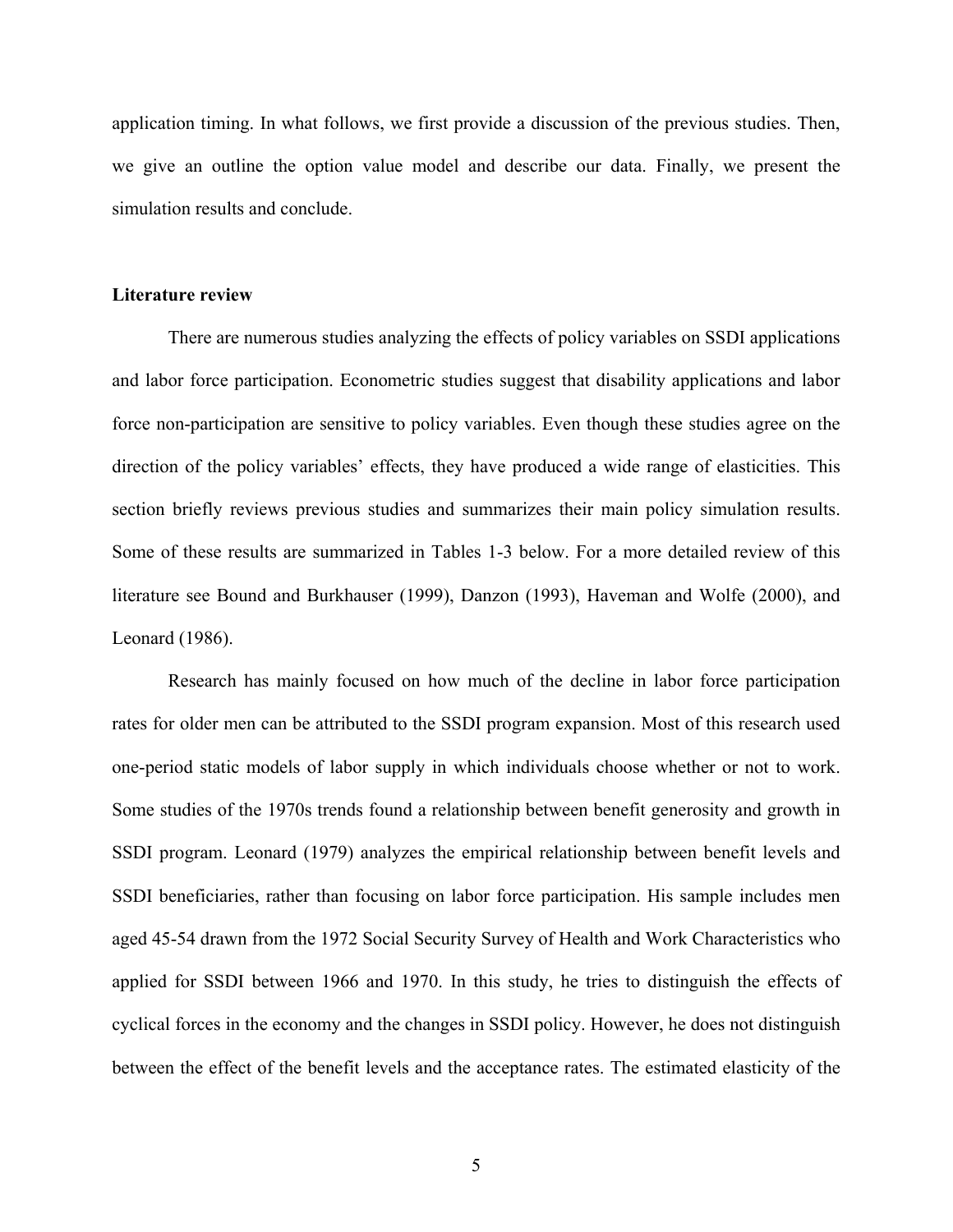application timing. In what follows, we first provide a discussion of the previous studies. Then, we give an outline the option value model and describe our data. Finally, we present the simulation results and conclude.

## Literature review

There are numerous studies analyzing the effects of policy variables on SSDI applications and labor force participation. Econometric studies suggest that disability applications and labor force non-participation are sensitive to policy variables. Even though these studies agree on the direction of the policy variables' effects, they have produced a wide range of elasticities. This section briefly reviews previous studies and summarizes their main policy simulation results. Some of these results are summarized in Tables 1-3 below. For a more detailed review of this literature see Bound and Burkhauser (1999), Danzon (1993), Haveman and Wolfe (2000), and Leonard (1986).

Research has mainly focused on how much of the decline in labor force participation rates for older men can be attributed to the SSDI program expansion. Most of this research used one-period static models of labor supply in which individuals choose whether or not to work. Some studies of the 1970s trends found a relationship between benefit generosity and growth in SSDI program. Leonard (1979) analyzes the empirical relationship between benefit levels and SSDI beneficiaries, rather than focusing on labor force participation. His sample includes men aged 45-54 drawn from the 1972 Social Security Survey of Health and Work Characteristics who applied for SSDI between 1966 and 1970. In this study, he tries to distinguish the effects of cyclical forces in the economy and the changes in SSDI policy. However, he does not distinguish between the effect of the benefit levels and the acceptance rates. The estimated elasticity of the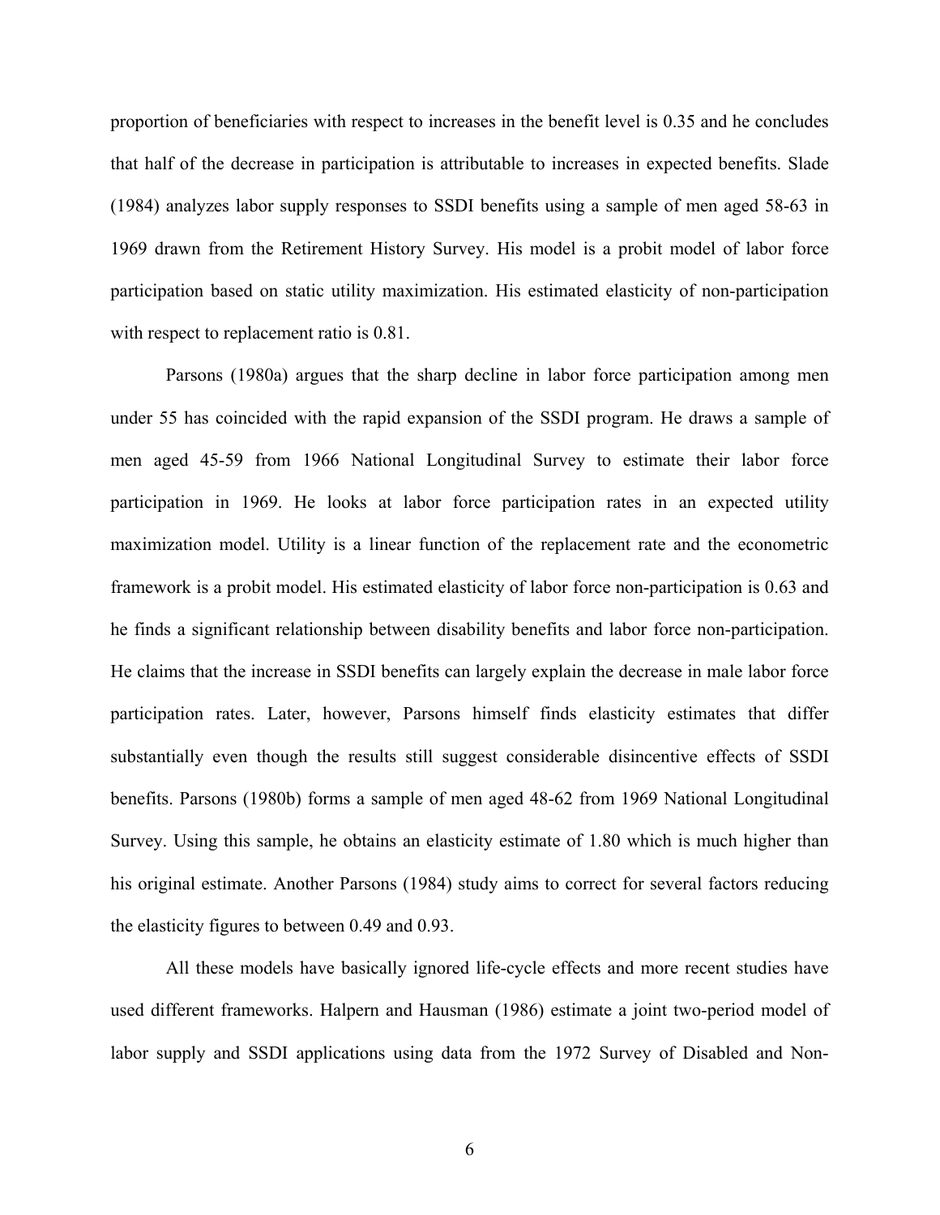proportion of beneficiaries with respect to increases in the benefit level is 0.35 and he concludes that half of the decrease in participation is attributable to increases in expected benefits. Slade (1984) analyzes labor supply responses to SSDI benefits using a sample of men aged 58-63 in 1969 drawn from the Retirement History Survey. His model is a probit model of labor force participation based on static utility maximization. His estimated elasticity of non-participation with respect to replacement ratio is 0.81.

Parsons (1980a) argues that the sharp decline in labor force participation among men under 55 has coincided with the rapid expansion of the SSDI program. He draws a sample of men aged 45-59 from 1966 National Longitudinal Survey to estimate their labor force participation in 1969. He looks at labor force participation rates in an expected utility maximization model. Utility is a linear function of the replacement rate and the econometric framework is a probit model. His estimated elasticity of labor force non-participation is 0.63 and he finds a significant relationship between disability benefits and labor force non-participation. He claims that the increase in SSDI benefits can largely explain the decrease in male labor force participation rates. Later, however, Parsons himself finds elasticity estimates that differ substantially even though the results still suggest considerable disincentive effects of SSDI benefits. Parsons (1980b) forms a sample of men aged 48-62 from 1969 National Longitudinal Survey. Using this sample, he obtains an elasticity estimate of 1.80 which is much higher than his original estimate. Another Parsons (1984) study aims to correct for several factors reducing the elasticity figures to between 0.49 and 0.93.

All these models have basically ignored life-cycle effects and more recent studies have used different frameworks. Halpern and Hausman (1986) estimate a joint two-period model of labor supply and SSDI applications using data from the 1972 Survey of Disabled and Non-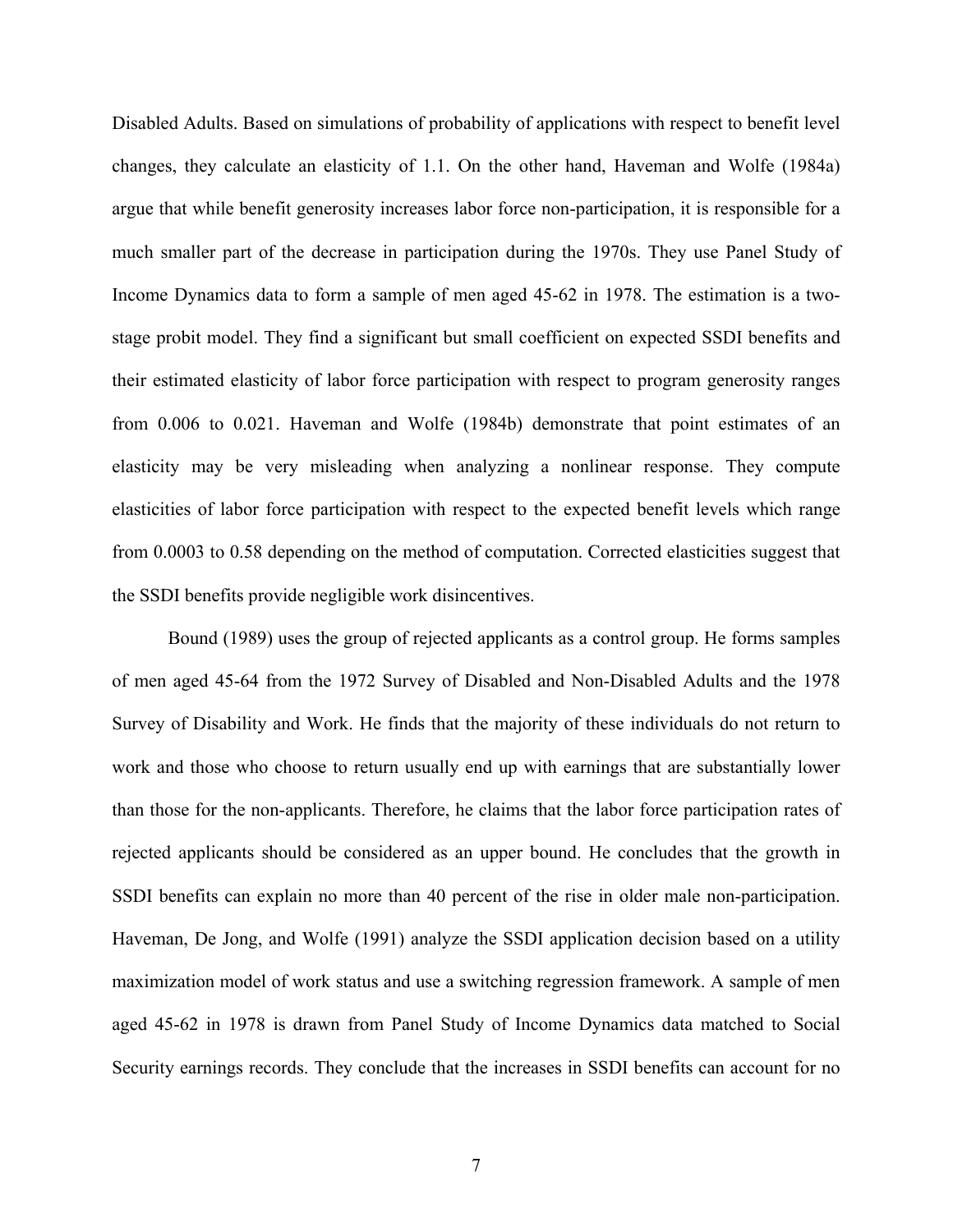Disabled Adults. Based on simulations of probability of applications with respect to benefit level changes, they calculate an elasticity of 1.1. On the other hand, Haveman and Wolfe (1984a) argue that while benefit generosity increases labor force non-participation, it is responsible for a much smaller part of the decrease in participation during the 1970s. They use Panel Study of Income Dynamics data to form a sample of men aged 45-62 in 1978. The estimation is a two-stage probit model. They find a significant but small coefficient on expected SSDI benefits and their estimated elasticity of labor force participation with respect to program generosity ranges from 0.006 to 0.021. Haveman and Wolfe (1984b) demonstrate that point estimates of an elasticity may be very misleading when analyzing a nonlinear response. They compute elasticities of labor force participation with respect to the expected benefit levels which range from 0.0003 to 0.58 depending on the method of computation. Corrected elasticities suggest that the SSDI benefits provide negligible work disincentives.

Bound (1989) uses the group of rejected applicants as a control group. He forms samples of men aged 45-64 from the 1972 Survey of Disabled and Non-Disabled Adults and the 1978 Survey of Disability and Work. He finds that the majority of these individuals do not return to work and those who choose to return usually end up with earnings that are substantially lower than those for the non-applicants. Therefore, he claims that the labor force participation rates of rejected applicants should be considered as an upper bound. He concludes that the growth in SSDI benefits can explain no more than 40 percent of the rise in older male non-participation. Haveman, De Jong, and Wolfe (1991) analyze the SSDI application decision based on a utility maximization model of work status and use a switching regression framework. A sample of men aged 45-62 in 1978 is drawn from Panel Study of Income Dynamics data matched to Social Security earnings records. They conclude that the increases in SSDI benefits can account for no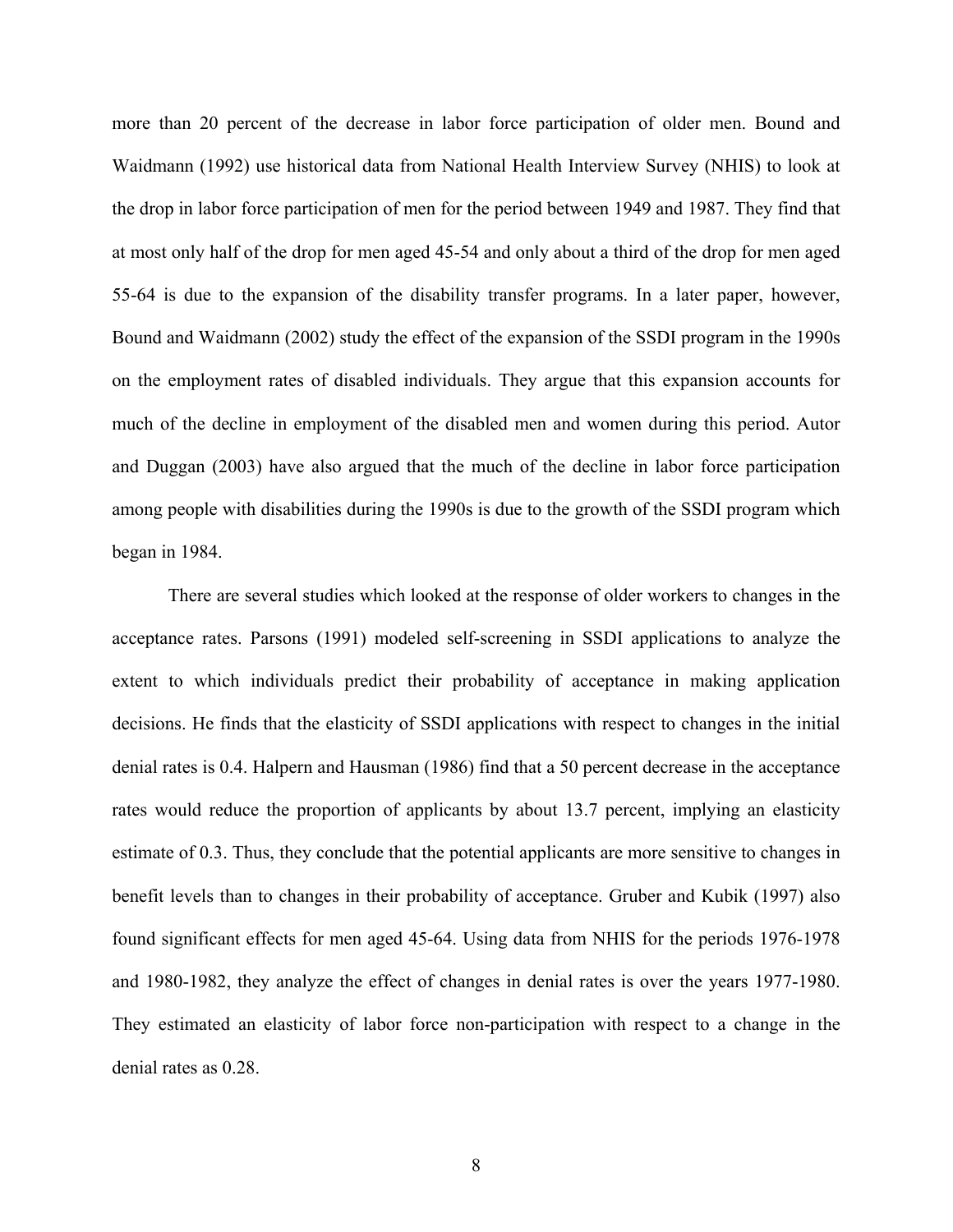more than 20 percent of the decrease in labor force participation of older men. Bound and Waidmann (1992) use historical data from National Health Interview Survey (NHIS) to look at the drop in labor force participation of men for the period between 1949 and 1987. They find that at most only half of the drop for men aged 45-54 and only about a third of the drop for men aged 55-64 is due to the expansion of the disability transfer programs. In a later paper, however, Bound and Waidmann (2002) study the effect of the expansion of the SSDI program in the 1990s on the employment rates of disabled individuals. They argue that this expansion accounts for much of the decline in employment of the disabled men and women during this period. Autor and Duggan (2003) have also argued that the much of the decline in labor force participation among people with disabilities during the 1990s is due to the growth of the SSDI program which began in 1984.

There are several studies which looked at the response of older workers to changes in the acceptance rates. Parsons (1991) modeled self-screening in SSDI applications to analyze the extent to which individuals predict their probability of acceptance in making application decisions. He finds that the elasticity of SSDI applications with respect to changes in the initial denial rates is 0.4. Halpern and Hausman (1986) find that a 50 percent decrease in the acceptance rates would reduce the proportion of applicants by about 13.7 percent, implying an elasticity estimate of 0.3. Thus, they conclude that the potential applicants are more sensitive to changes in benefit levels than to changes in their probability of acceptance. Gruber and Kubik (1997) also found significant effects for men aged 45-64. Using data from NHIS for the periods 1976-1978 and 1980-1982, they analyze the effect of changes in denial rates is over the years 1977-1980. They estimated an elasticity of labor force non-participation with respect to a change in the denial rates as 0.28.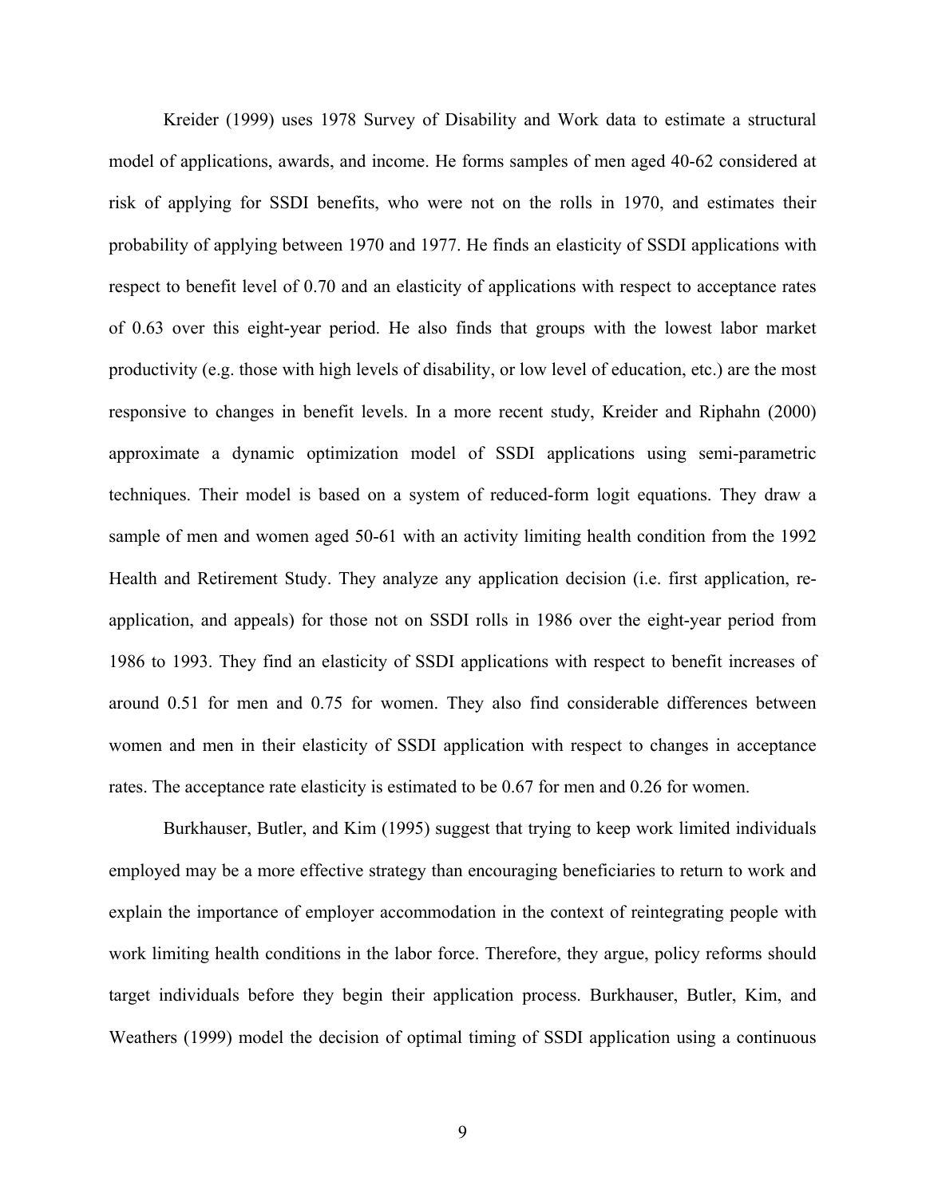Kreider (1999) uses 1978 Survey of Disability and Work data to estimate a structural model of applications, awards, and income. He forms samples of men aged 40-62 considered at risk of applying for SSDI benefits, who were not on the rolls in 1970, and estimates their probability of applying between 1970 and 1977. He finds an elasticity of SSDI applications with respect to benefit level of 0.70 and an elasticity of applications with respect to acceptance rates of 0.63 over this eight-year period. He also finds that groups with the lowest labor market productivity (e.g. those with high levels of disability, or low level of education, etc.) are the most responsive to changes in benefit levels. In a more recent study, Kreider and Riphahn (2000) approximate a dynamic optimization model of SSDI applications using semi-parametric techniques. Their model is based on a system of reduced-form logit equations. They draw a sample of men and women aged 50-61 with an activity limiting health condition from the 1992 Health and Retirement Study. They analyze any application decision (i.e. first application, re-application, and appeals) for those not on SSDI rolls in 1986 over the eight-year period from 1986 to 1993. They find an elasticity of SSDI applications with respect to benefit increases of around 0.51 for men and 0.75 for women. They also find considerable differences between women and men in their elasticity of SSDI application with respect to changes in acceptance rates. The acceptance rate elasticity is estimated to be 0.67 for men and 0.26 for women.

Burkhauser, Butler, and Kim (1995) suggest that trying to keep work limited individuals employed may be a more effective strategy than encouraging beneficiaries to return to work and explain the importance of employer accommodation in the context of reintegrating people with work limiting health conditions in the labor force. Therefore, they argue, policy reforms should target individuals before they begin their application process. Burkhauser, Butler, Kim, and Weathers (1999) model the decision of optimal timing of SSDI application using a continuous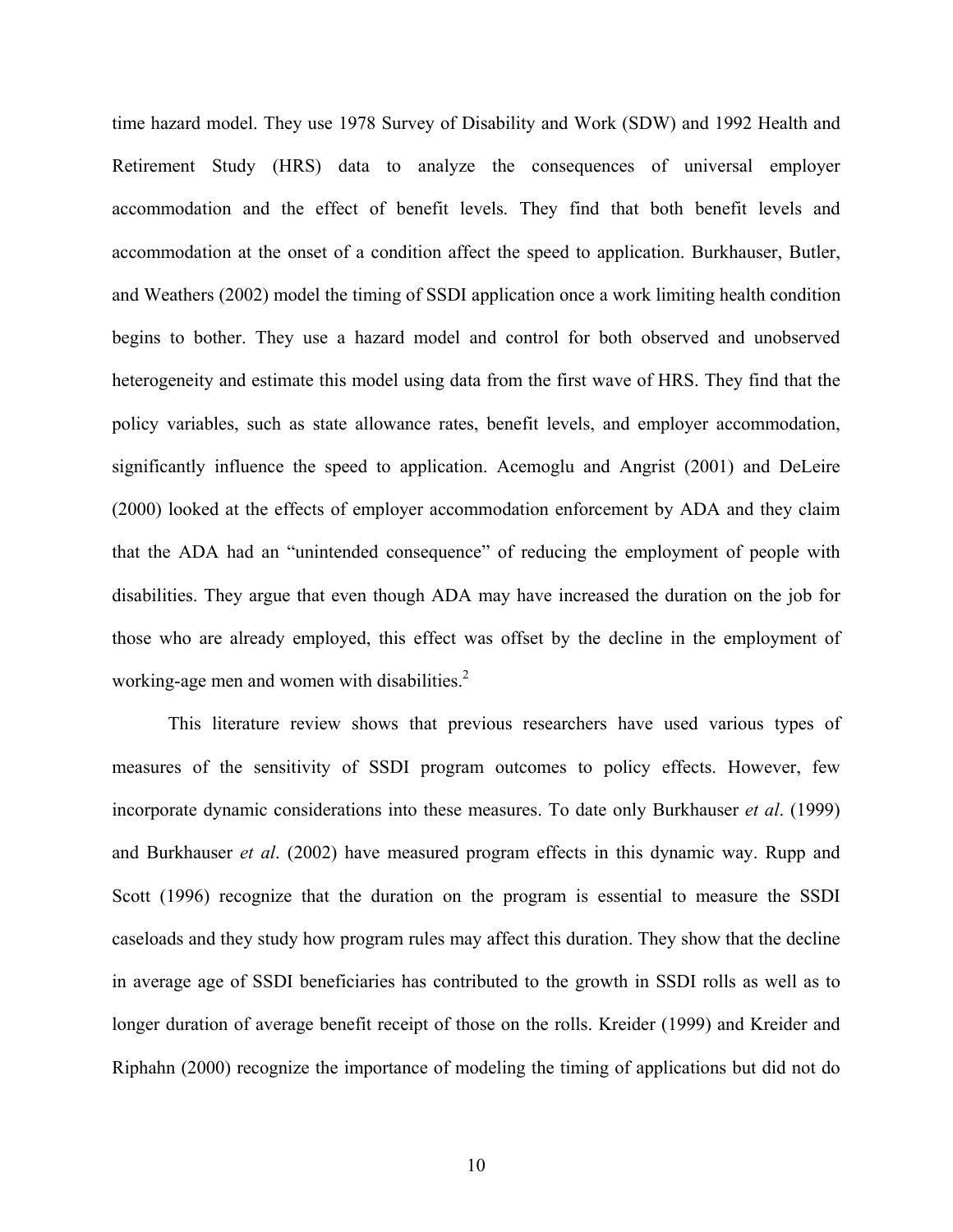time hazard model. They use 1978 Survey of Disability and Work (SDW) and 1992 Health and Retirement Study (HRS) data to analyze the consequences of universal employer accommodation and the effect of benefit levels. They find that both benefit levels and accommodation at the onset of a condition affect the speed to application. Burkhauser, Butler, and Weathers (2002) model the timing of SSDI application once a work limiting health condition begins to bother. They use a hazard model and control for both observed and unobserved heterogeneity and estimate this model using data from the first wave of HRS. They find that the policy variables, such as state allowance rates, benefit levels, and employer accommodation, significantly influence the speed to application. Acemoglu and Angrist (2001) and DeLeire (2000) looked at the effects of employer accommodation enforcement by ADA and they claim that the ADA had an "unintended consequence" of reducing the employment of people with disabilities. They argue that even though ADA may have increased the duration on the job for those who are already employed, this effect was offset by the decline in the employment of working-age men and women with disabilities.[2]

This literature review shows that previous researchers have used various types of measures of the sensitivity of SSDI program outcomes to policy effects. However, few incorporate dynamic considerations into these measures. To date only Burkhauser *et al*. (1999) and Burkhauser *et al*. (2002) have measured program effects in this dynamic way. Rupp and Scott (1996) recognize that the duration on the program is essential to measure the SSDI caseloads and they study how program rules may affect this duration. They show that the decline in average age of SSDI beneficiaries has contributed to the growth in SSDI rolls as well as to longer duration of average benefit receipt of those on the rolls. Kreider (1999) and Kreider and Riphahn (2000) recognize the importance of modeling the timing of applications but did not do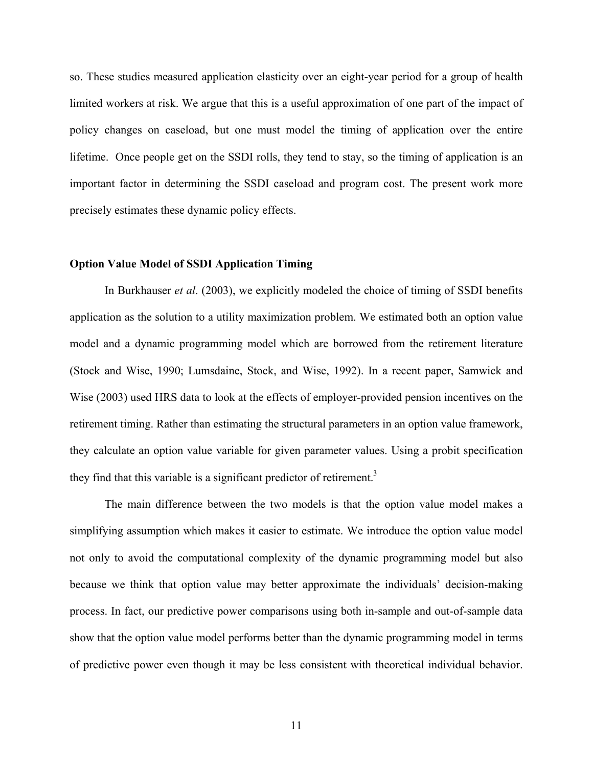so. These studies measured application elasticity over an eight-year period for a group of health limited workers at risk. We argue that this is a useful approximation of one part of the impact of policy changes on caseload, but one must model the timing of application over the entire lifetime. Once people get on the SSDI rolls, they tend to stay, so the timing of application is an important factor in determining the SSDI caseload and program cost. The present work more precisely estimates these dynamic policy effects.

**Option Value Model of SSDI Application Timing**

In Burkhauser *et al*. (2003), we explicitly modeled the choice of timing of SSDI benefits application as the solution to a utility maximization problem. We estimated both an option value model and a dynamic programming model which are borrowed from the retirement literature (Stock and Wise, 1990; Lumsdaine, Stock, and Wise, 1992). In a recent paper, Samwick and Wise (2003) used HRS data to look at the effects of employer-provided pension incentives on the retirement timing. Rather than estimating the structural parameters in an option value framework, they calculate an option value variable for given parameter values. Using a probit specification they find that this variable is a significant predictor of retirement.[3]

The main difference between the two models is that the option value model makes a simplifying assumption which makes it easier to estimate. We introduce the option value model not only to avoid the computational complexity of the dynamic programming model but also because we think that option value may better approximate the individuals' decision-making process. In fact, our predictive power comparisons using both in-sample and out-of-sample data show that the option value model performs better than the dynamic programming model in terms of predictive power even though it may be less consistent with theoretical individual behavior.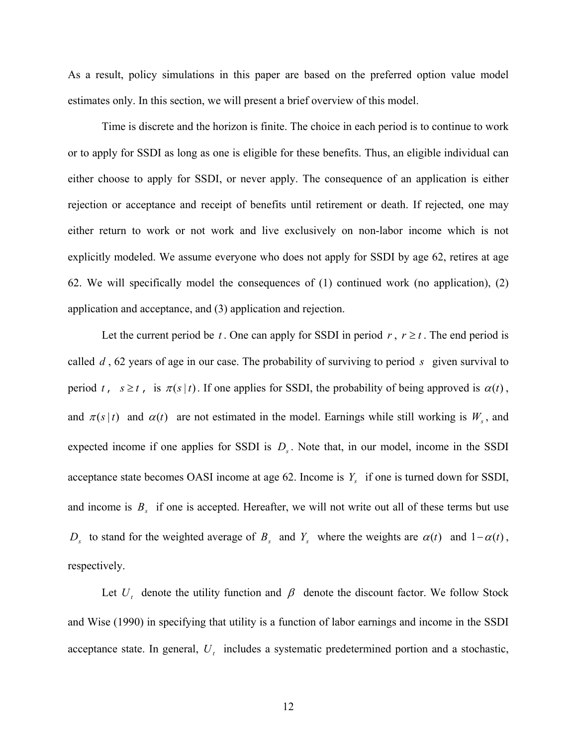As a result, policy simulations in this paper are based on the preferred option value model estimates only. In this section, we will present a brief overview of this model.

Time is discrete and the horizon is finite. The choice in each period is to continue to work or to apply for SSDI as long as one is eligible for these benefits. Thus, an eligible individual can either choose to apply for SSDI, or never apply. The consequence of an application is either rejection or acceptance and receipt of benefits until retirement or death. If rejected, one may either return to work or not work and live exclusively on non-labor income which is not explicitly modeled. We assume everyone who does not apply for SSDI by age 62, retires at age 62. We will specifically model the consequences of (1) continued work (no application), (2) application and acceptance, and (3) application and rejection.

Let the current period be $t$. One can apply for SSDI in period $r$, $r \geq t$. The end period is called $d$, 62 years of age in our case. The probability of surviving to period $s$ given survival to period $t$, $s \geq t$, is $\pi(s\,|\,t)$. If one applies for SSDI, the probability of being approved is $\alpha(t)$, and $\pi(s\,|\,t)$ and $\alpha(t)$ are not estimated in the model. Earnings while still working is $W_s$, and expected income if one applies for SSDI is $D_s$. Note that, in our model, income in the SSDI acceptance state becomes OASI income at age 62. Income is $Y_s$ if one is turned down for SSDI, and income is $B_s$ if one is accepted. Hereafter, we will not write out all of these terms but use $D_s$ to stand for the weighted average of $B_s$ and $Y_s$ where the weights are $\alpha(t)$ and $1-\alpha(t)$, respectively.

Let $U_t$ denote the utility function and $\beta$ denote the discount factor. We follow Stock and Wise (1990) in specifying that utility is a function of labor earnings and income in the SSDI acceptance state. In general, $U_t$ includes a systematic predetermined portion and a stochastic,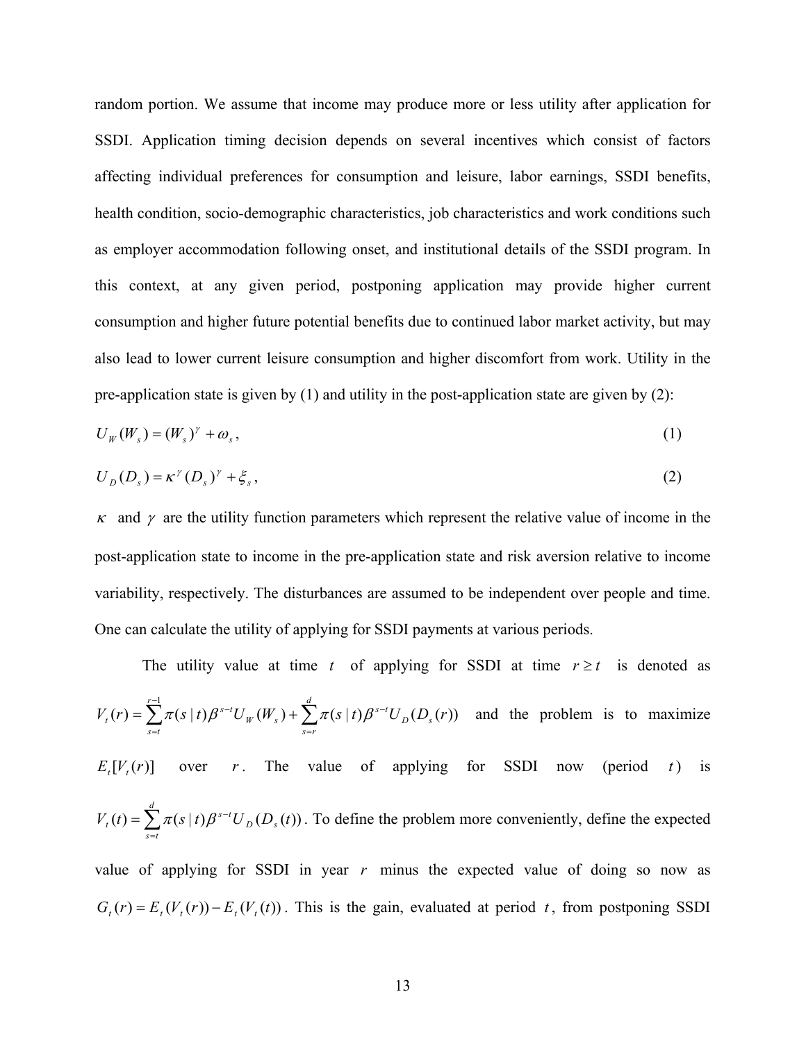random portion. We assume that income may produce more or less utility after application for SSDI. Application timing decision depends on several incentives which consist of factors affecting individual preferences for consumption and leisure, labor earnings, SSDI benefits, health condition, socio-demographic characteristics, job characteristics and work conditions such as employer accommodation following onset, and institutional details of the SSDI program. In this context, at any given period, postponing application may provide higher current consumption and higher future potential benefits due to continued labor market activity, but may also lead to lower current leisure consumption and higher discomfort from work. Utility in the pre-application state is given by (1) and utility in the post-application state are given by (2):

$$U_W(W_s) = (W_s)^{\gamma} + \omega_s, \tag{1}$$

$$U_D(D_s) = \kappa^{\gamma}(D_s)^{\gamma} + \xi_s, \tag{2}$$

$\kappa$ and $\gamma$ are the utility function parameters which represent the relative value of income in the post-application state to income in the pre-application state and risk aversion relative to income variability, respectively. The disturbances are assumed to be independent over people and time. One can calculate the utility of applying for SSDI payments at various periods.

The utility value at time $t$ of applying for SSDI at time $r \geq t$ is denoted as $V_t(r) = \sum_{s=t}^{r-1} \pi(s \mid t)\beta^{s-t} U_W(W_s) + \sum_{s=r}^{d} \pi(s \mid t)\beta^{s-t} U_D(D_s(r))$ and the problem is to maximize $E_t[V_t(r)]$ over $r$. The value of applying for SSDI now (period $t$) is $V_t(t) = \sum_{s=t}^{d} \pi(s \mid t)\beta^{s-t} U_D(D_s(t))$. To define the problem more conveniently, define the expected value of applying for SSDI in year $r$ minus the expected value of doing so now as $G_t(r) = E_t(V_t(r)) - E_t(V_t(t))$. This is the gain, evaluated at period $t$, from postponing SSDI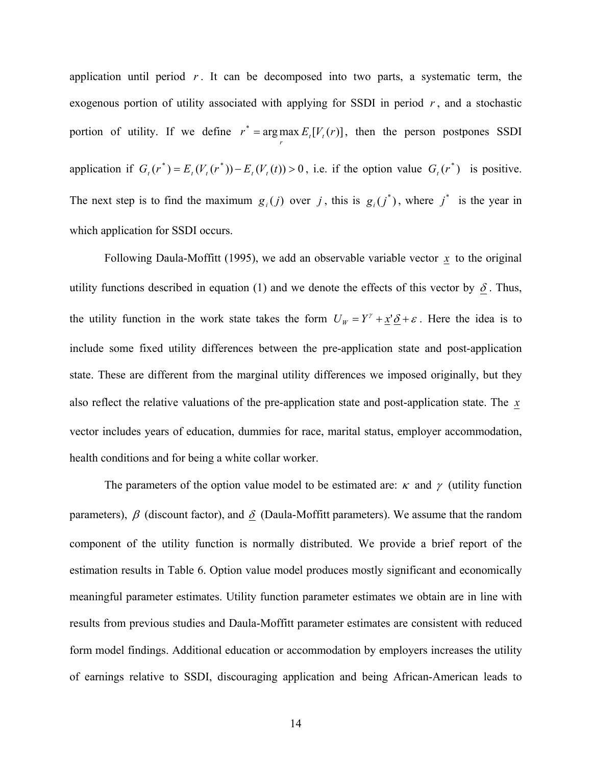application until period $r$. It can be decomposed into two parts, a systematic term, the exogenous portion of utility associated with applying for SSDI in period $r$, and a stochastic portion of utility. If we define $r^* = \arg\max_r E_t[V_t(r)]$, then the person postpones SSDI application if $G_t(r^*) = E_t(V_t(r^*)) - E_t(V_t(t)) > 0$, i.e. if the option value $G_t(r^*)$ is positive. The next step is to find the maximum $g_i(j)$ over $j$, this is $g_i(j^*)$, where $j^*$ is the year in which application for SSDI occurs.

Following Daula-Moffitt (1995), we add an observable variable vector $\underline{x}$ to the original utility functions described in equation (1) and we denote the effects of this vector by $\underline{\delta}$. Thus, the utility function in the work state takes the form $U_W = Y^\gamma + \underline{x}'\underline{\delta} + \varepsilon$. Here the idea is to include some fixed utility differences between the pre-application state and post-application state. These are different from the marginal utility differences we imposed originally, but they also reflect the relative valuations of the pre-application state and post-application state. The $\underline{x}$ vector includes years of education, dummies for race, marital status, employer accommodation, health conditions and for being a white collar worker.

The parameters of the option value model to be estimated are: $\kappa$ and $\gamma$ (utility function parameters), $\beta$ (discount factor), and $\underline{\delta}$ (Daula-Moffitt parameters). We assume that the random component of the utility function is normally distributed. We provide a brief report of the estimation results in Table 6. Option value model produces mostly significant and economically meaningful parameter estimates. Utility function parameter estimates we obtain are in line with results from previous studies and Daula-Moffitt parameter estimates are consistent with reduced form model findings. Additional education or accommodation by employers increases the utility of earnings relative to SSDI, discouraging application and being African-American leads to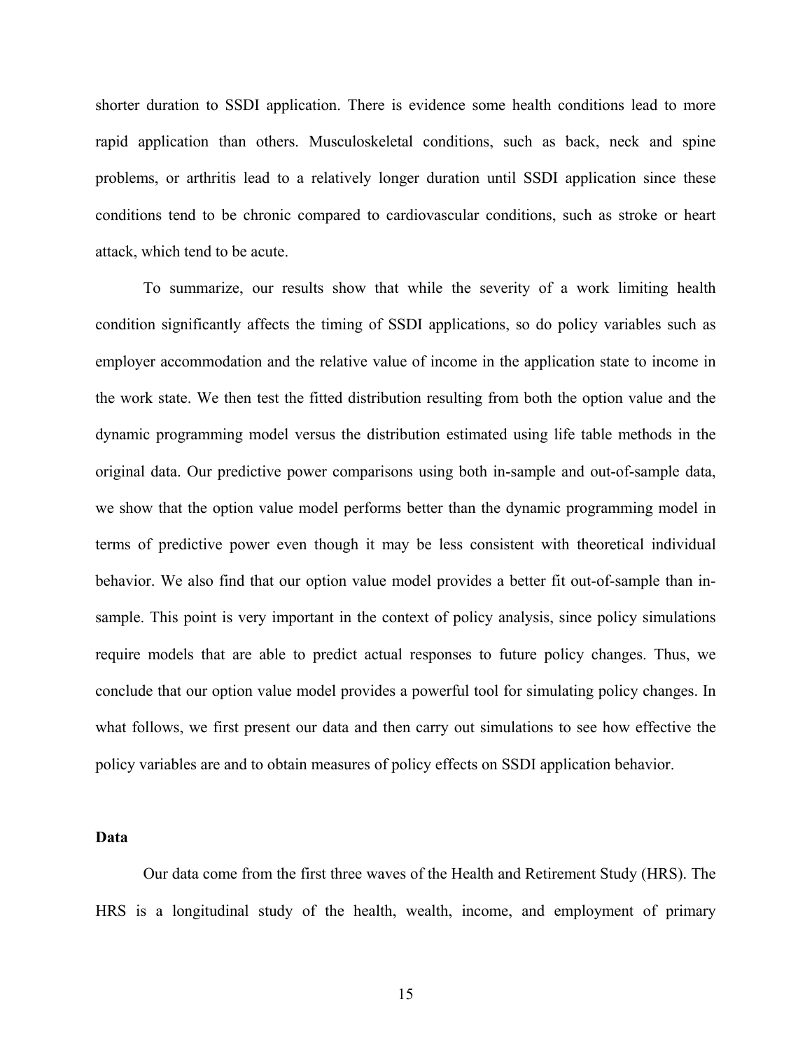shorter duration to SSDI application. There is evidence some health conditions lead to more rapid application than others. Musculoskeletal conditions, such as back, neck and spine problems, or arthritis lead to a relatively longer duration until SSDI application since these conditions tend to be chronic compared to cardiovascular conditions, such as stroke or heart attack, which tend to be acute.

To summarize, our results show that while the severity of a work limiting health condition significantly affects the timing of SSDI applications, so do policy variables such as employer accommodation and the relative value of income in the application state to income in the work state. We then test the fitted distribution resulting from both the option value and the dynamic programming model versus the distribution estimated using life table methods in the original data. Our predictive power comparisons using both in-sample and out-of-sample data, we show that the option value model performs better than the dynamic programming model in terms of predictive power even though it may be less consistent with theoretical individual behavior. We also find that our option value model provides a better fit out-of-sample than in-sample. This point is very important in the context of policy analysis, since policy simulations require models that are able to predict actual responses to future policy changes. Thus, we conclude that our option value model provides a powerful tool for simulating policy changes. In what follows, we first present our data and then carry out simulations to see how effective the policy variables are and to obtain measures of policy effects on SSDI application behavior.

**Data**

Our data come from the first three waves of the Health and Retirement Study (HRS). The HRS is a longitudinal study of the health, wealth, income, and employment of primary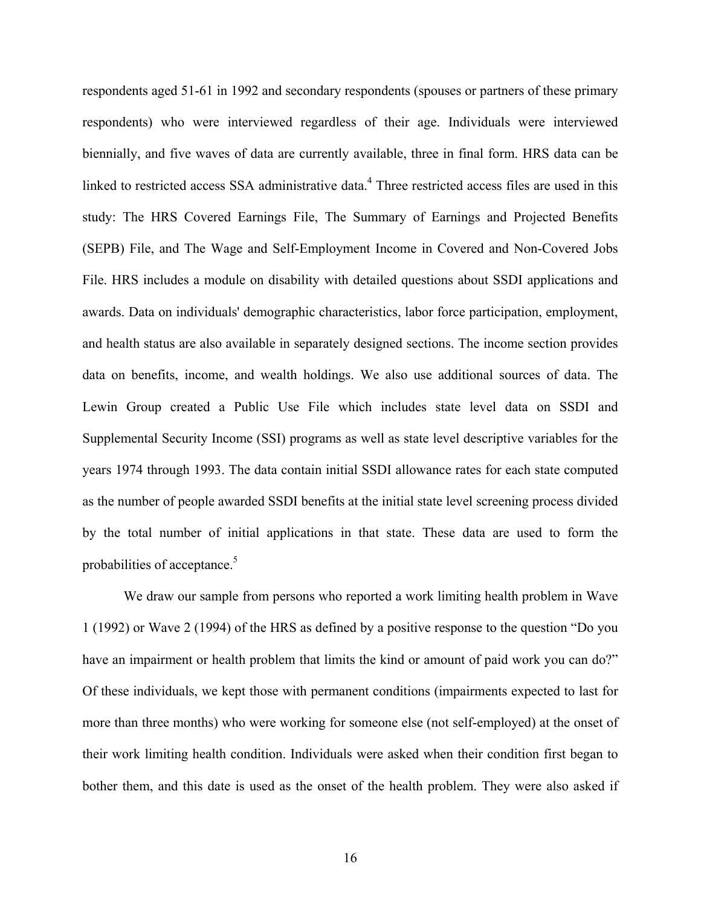respondents aged 51-61 in 1992 and secondary respondents (spouses or partners of these primary respondents) who were interviewed regardless of their age. Individuals were interviewed biennially, and five waves of data are currently available, three in final form. HRS data can be linked to restricted access SSA administrative data.[4] Three restricted access files are used in this study: The HRS Covered Earnings File, The Summary of Earnings and Projected Benefits (SEPB) File, and The Wage and Self-Employment Income in Covered and Non-Covered Jobs File. HRS includes a module on disability with detailed questions about SSDI applications and awards. Data on individuals' demographic characteristics, labor force participation, employment, and health status are also available in separately designed sections. The income section provides data on benefits, income, and wealth holdings. We also use additional sources of data. The Lewin Group created a Public Use File which includes state level data on SSDI and Supplemental Security Income (SSI) programs as well as state level descriptive variables for the years 1974 through 1993. The data contain initial SSDI allowance rates for each state computed as the number of people awarded SSDI benefits at the initial state level screening process divided by the total number of initial applications in that state. These data are used to form the probabilities of acceptance.[5]

We draw our sample from persons who reported a work limiting health problem in Wave 1 (1992) or Wave 2 (1994) of the HRS as defined by a positive response to the question "Do you have an impairment or health problem that limits the kind or amount of paid work you can do?" Of these individuals, we kept those with permanent conditions (impairments expected to last for more than three months) who were working for someone else (not self-employed) at the onset of their work limiting health condition. Individuals were asked when their condition first began to bother them, and this date is used as the onset of the health problem. They were also asked if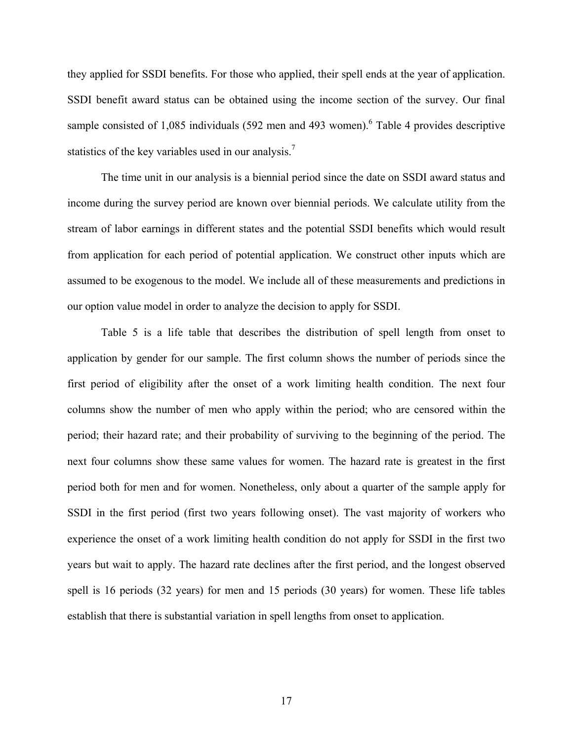they applied for SSDI benefits. For those who applied, their spell ends at the year of application. SSDI benefit award status can be obtained using the income section of the survey. Our final sample consisted of 1,085 individuals (592 men and 493 women).[6] Table 4 provides descriptive statistics of the key variables used in our analysis.[7]

The time unit in our analysis is a biennial period since the date on SSDI award status and income during the survey period are known over biennial periods. We calculate utility from the stream of labor earnings in different states and the potential SSDI benefits which would result from application for each period of potential application. We construct other inputs which are assumed to be exogenous to the model. We include all of these measurements and predictions in our option value model in order to analyze the decision to apply for SSDI.

Table 5 is a life table that describes the distribution of spell length from onset to application by gender for our sample. The first column shows the number of periods since the first period of eligibility after the onset of a work limiting health condition. The next four columns show the number of men who apply within the period; who are censored within the period; their hazard rate; and their probability of surviving to the beginning of the period. The next four columns show these same values for women. The hazard rate is greatest in the first period both for men and for women. Nonetheless, only about a quarter of the sample apply for SSDI in the first period (first two years following onset). The vast majority of workers who experience the onset of a work limiting health condition do not apply for SSDI in the first two years but wait to apply. The hazard rate declines after the first period, and the longest observed spell is 16 periods (32 years) for men and 15 periods (30 years) for women. These life tables establish that there is substantial variation in spell lengths from onset to application.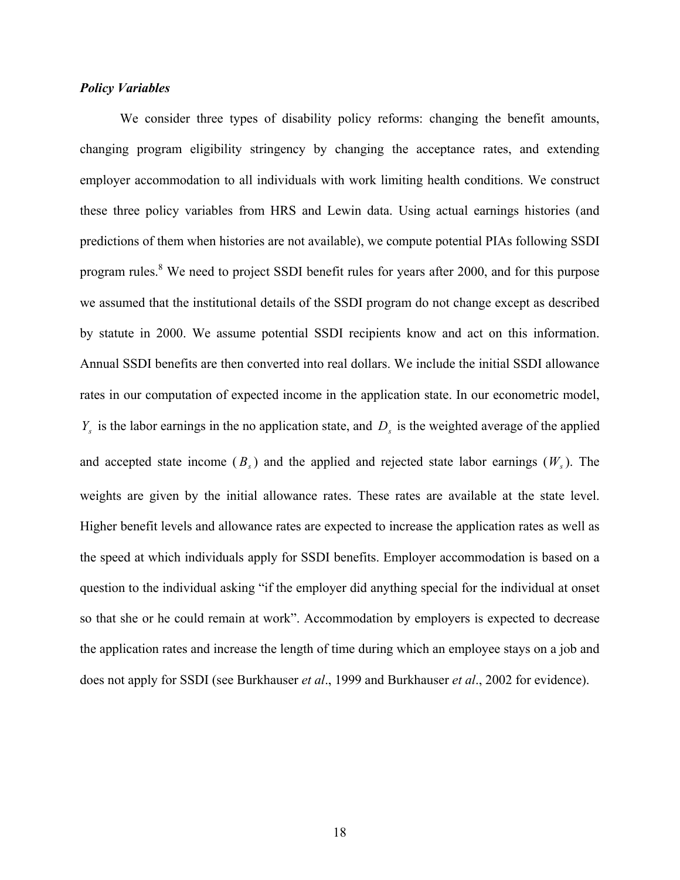*Policy Variables*

We consider three types of disability policy reforms: changing the benefit amounts, changing program eligibility stringency by changing the acceptance rates, and extending employer accommodation to all individuals with work limiting health conditions. We construct these three policy variables from HRS and Lewin data. Using actual earnings histories (and predictions of them when histories are not available), we compute potential PIAs following SSDI program rules.[8] We need to project SSDI benefit rules for years after 2000, and for this purpose we assumed that the institutional details of the SSDI program do not change except as described by statute in 2000. We assume potential SSDI recipients know and act on this information. Annual SSDI benefits are then converted into real dollars. We include the initial SSDI allowance rates in our computation of expected income in the application state. In our econometric model, $Y_s$ is the labor earnings in the no application state, and $D_s$ is the weighted average of the applied and accepted state income ($B_s$) and the applied and rejected state labor earnings ($W_s$). The weights are given by the initial allowance rates. These rates are available at the state level. Higher benefit levels and allowance rates are expected to increase the application rates as well as the speed at which individuals apply for SSDI benefits. Employer accommodation is based on a question to the individual asking "if the employer did anything special for the individual at onset so that she or he could remain at work". Accommodation by employers is expected to decrease the application rates and increase the length of time during which an employee stays on a job and does not apply for SSDI (see Burkhauser *et al*., 1999 and Burkhauser *et al*., 2002 for evidence).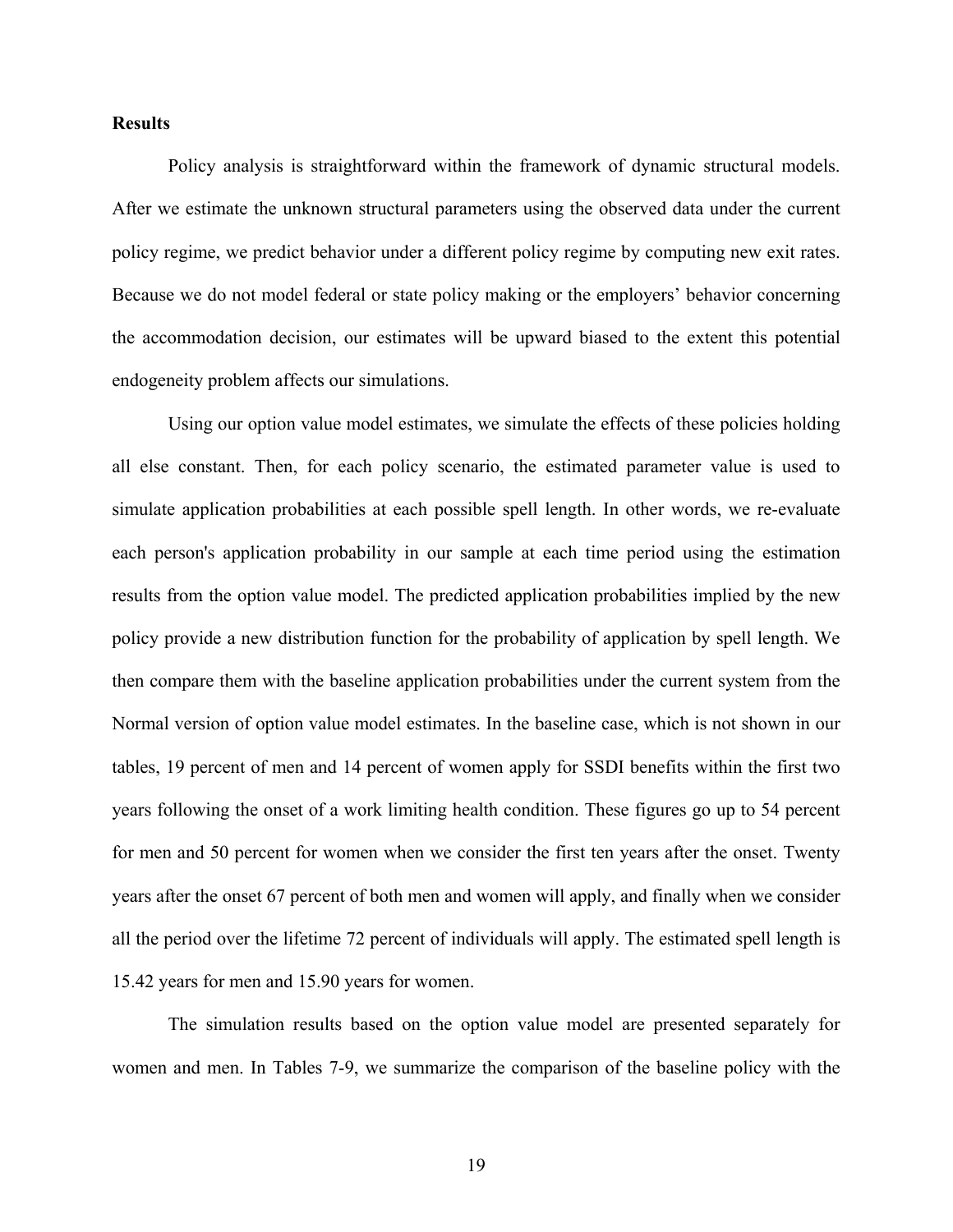**Results**

Policy analysis is straightforward within the framework of dynamic structural models. After we estimate the unknown structural parameters using the observed data under the current policy regime, we predict behavior under a different policy regime by computing new exit rates. Because we do not model federal or state policy making or the employers' behavior concerning the accommodation decision, our estimates will be upward biased to the extent this potential endogeneity problem affects our simulations.

Using our option value model estimates, we simulate the effects of these policies holding all else constant. Then, for each policy scenario, the estimated parameter value is used to simulate application probabilities at each possible spell length. In other words, we re-evaluate each person's application probability in our sample at each time period using the estimation results from the option value model. The predicted application probabilities implied by the new policy provide a new distribution function for the probability of application by spell length. We then compare them with the baseline application probabilities under the current system from the Normal version of option value model estimates. In the baseline case, which is not shown in our tables, 19 percent of men and 14 percent of women apply for SSDI benefits within the first two years following the onset of a work limiting health condition. These figures go up to 54 percent for men and 50 percent for women when we consider the first ten years after the onset. Twenty years after the onset 67 percent of both men and women will apply, and finally when we consider all the period over the lifetime 72 percent of individuals will apply. The estimated spell length is 15.42 years for men and 15.90 years for women.

The simulation results based on the option value model are presented separately for women and men. In Tables 7-9, we summarize the comparison of the baseline policy with the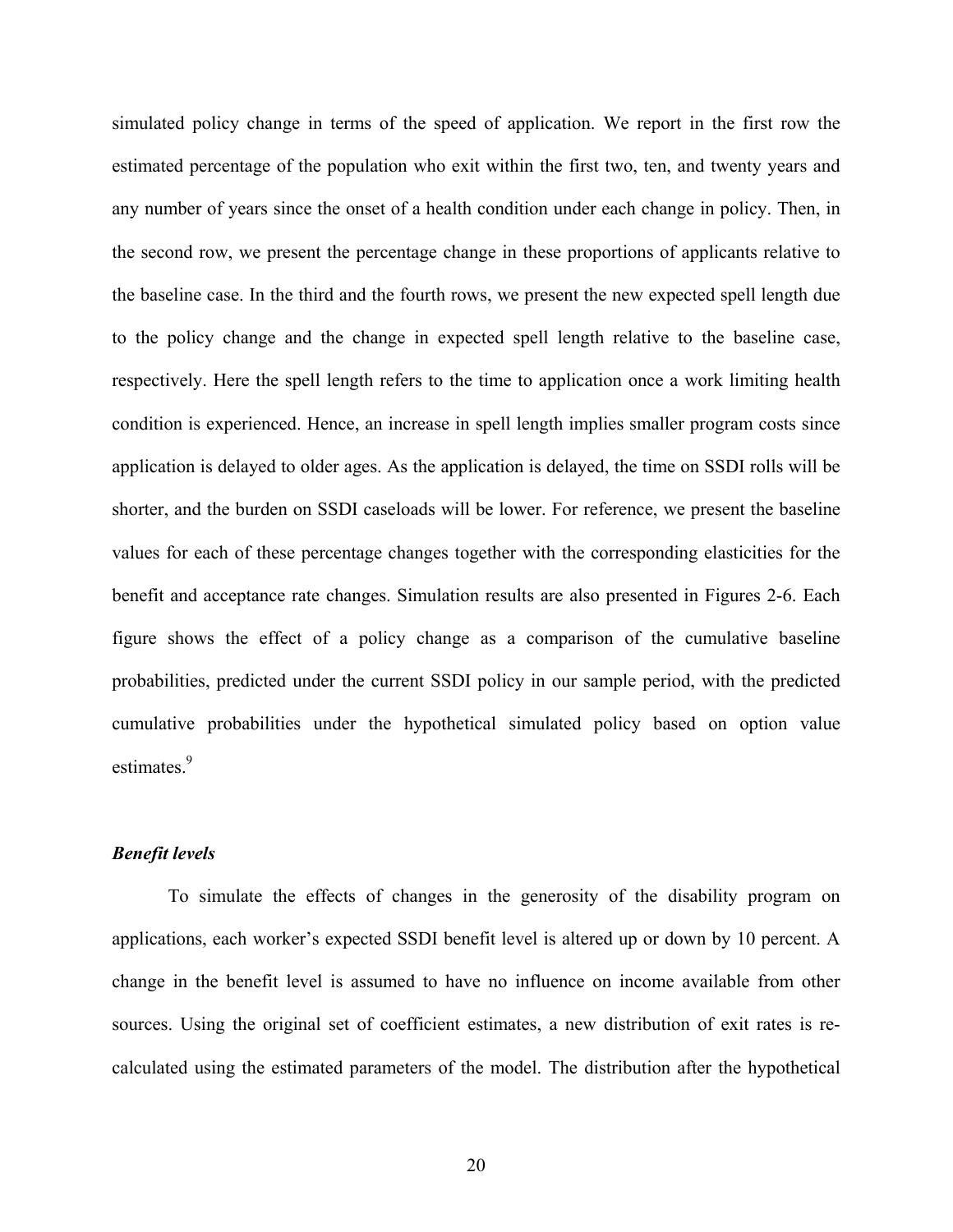simulated policy change in terms of the speed of application. We report in the first row the estimated percentage of the population who exit within the first two, ten, and twenty years and any number of years since the onset of a health condition under each change in policy. Then, in the second row, we present the percentage change in these proportions of applicants relative to the baseline case. In the third and the fourth rows, we present the new expected spell length due to the policy change and the change in expected spell length relative to the baseline case, respectively. Here the spell length refers to the time to application once a work limiting health condition is experienced. Hence, an increase in spell length implies smaller program costs since application is delayed to older ages. As the application is delayed, the time on SSDI rolls will be shorter, and the burden on SSDI caseloads will be lower. For reference, we present the baseline values for each of these percentage changes together with the corresponding elasticities for the benefit and acceptance rate changes. Simulation results are also presented in Figures 2-6. Each figure shows the effect of a policy change as a comparison of the cumulative baseline probabilities, predicted under the current SSDI policy in our sample period, with the predicted cumulative probabilities under the hypothetical simulated policy based on option value estimates.[9]

### *Benefit levels*

To simulate the effects of changes in the generosity of the disability program on applications, each worker's expected SSDI benefit level is altered up or down by 10 percent. A change in the benefit level is assumed to have no influence on income available from other sources. Using the original set of coefficient estimates, a new distribution of exit rates is re-calculated using the estimated parameters of the model. The distribution after the hypothetical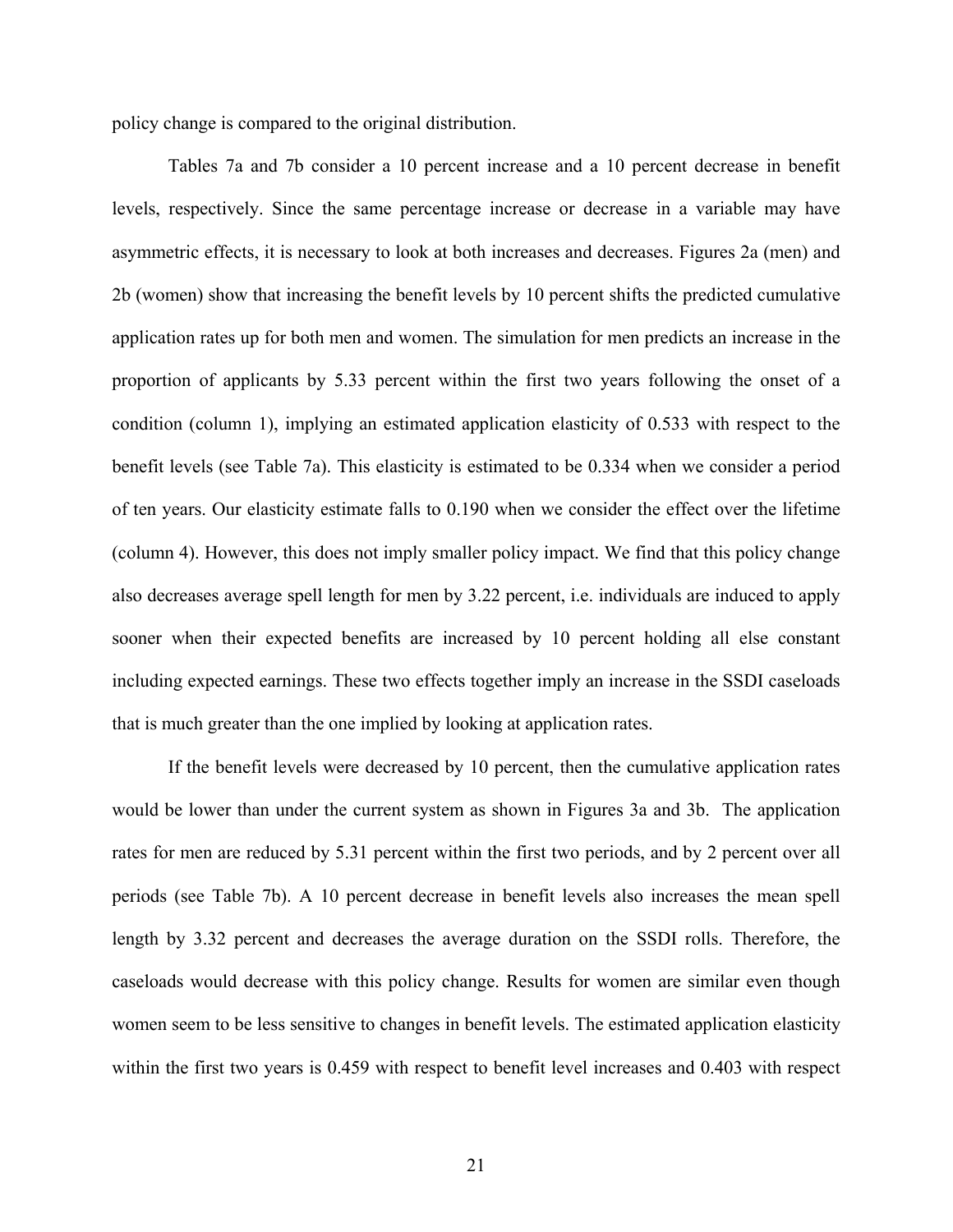policy change is compared to the original distribution.

Tables 7a and 7b consider a 10 percent increase and a 10 percent decrease in benefit levels, respectively. Since the same percentage increase or decrease in a variable may have asymmetric effects, it is necessary to look at both increases and decreases. Figures 2a (men) and 2b (women) show that increasing the benefit levels by 10 percent shifts the predicted cumulative application rates up for both men and women. The simulation for men predicts an increase in the proportion of applicants by 5.33 percent within the first two years following the onset of a condition (column 1), implying an estimated application elasticity of 0.533 with respect to the benefit levels (see Table 7a). This elasticity is estimated to be 0.334 when we consider a period of ten years. Our elasticity estimate falls to 0.190 when we consider the effect over the lifetime (column 4). However, this does not imply smaller policy impact. We find that this policy change also decreases average spell length for men by 3.22 percent, i.e. individuals are induced to apply sooner when their expected benefits are increased by 10 percent holding all else constant including expected earnings. These two effects together imply an increase in the SSDI caseloads that is much greater than the one implied by looking at application rates.

If the benefit levels were decreased by 10 percent, then the cumulative application rates would be lower than under the current system as shown in Figures 3a and 3b. The application rates for men are reduced by 5.31 percent within the first two periods, and by 2 percent over all periods (see Table 7b). A 10 percent decrease in benefit levels also increases the mean spell length by 3.32 percent and decreases the average duration on the SSDI rolls. Therefore, the caseloads would decrease with this policy change. Results for women are similar even though women seem to be less sensitive to changes in benefit levels. The estimated application elasticity within the first two years is 0.459 with respect to benefit level increases and 0.403 with respect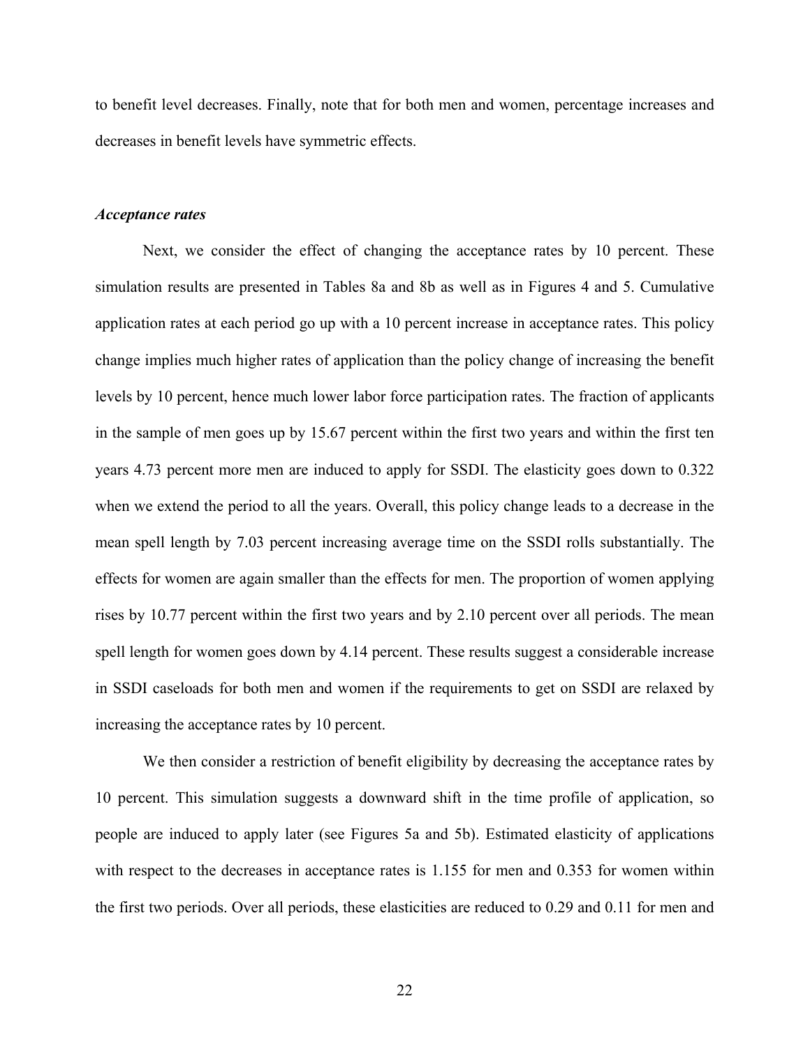to benefit level decreases. Finally, note that for both men and women, percentage increases and decreases in benefit levels have symmetric effects.

### *Acceptance rates*

Next, we consider the effect of changing the acceptance rates by 10 percent. These simulation results are presented in Tables 8a and 8b as well as in Figures 4 and 5. Cumulative application rates at each period go up with a 10 percent increase in acceptance rates. This policy change implies much higher rates of application than the policy change of increasing the benefit levels by 10 percent, hence much lower labor force participation rates. The fraction of applicants in the sample of men goes up by 15.67 percent within the first two years and within the first ten years 4.73 percent more men are induced to apply for SSDI. The elasticity goes down to 0.322 when we extend the period to all the years. Overall, this policy change leads to a decrease in the mean spell length by 7.03 percent increasing average time on the SSDI rolls substantially. The effects for women are again smaller than the effects for men. The proportion of women applying rises by 10.77 percent within the first two years and by 2.10 percent over all periods. The mean spell length for women goes down by 4.14 percent. These results suggest a considerable increase in SSDI caseloads for both men and women if the requirements to get on SSDI are relaxed by increasing the acceptance rates by 10 percent.

We then consider a restriction of benefit eligibility by decreasing the acceptance rates by 10 percent. This simulation suggests a downward shift in the time profile of application, so people are induced to apply later (see Figures 5a and 5b). Estimated elasticity of applications with respect to the decreases in acceptance rates is 1.155 for men and 0.353 for women within the first two periods. Over all periods, these elasticities are reduced to 0.29 and 0.11 for men and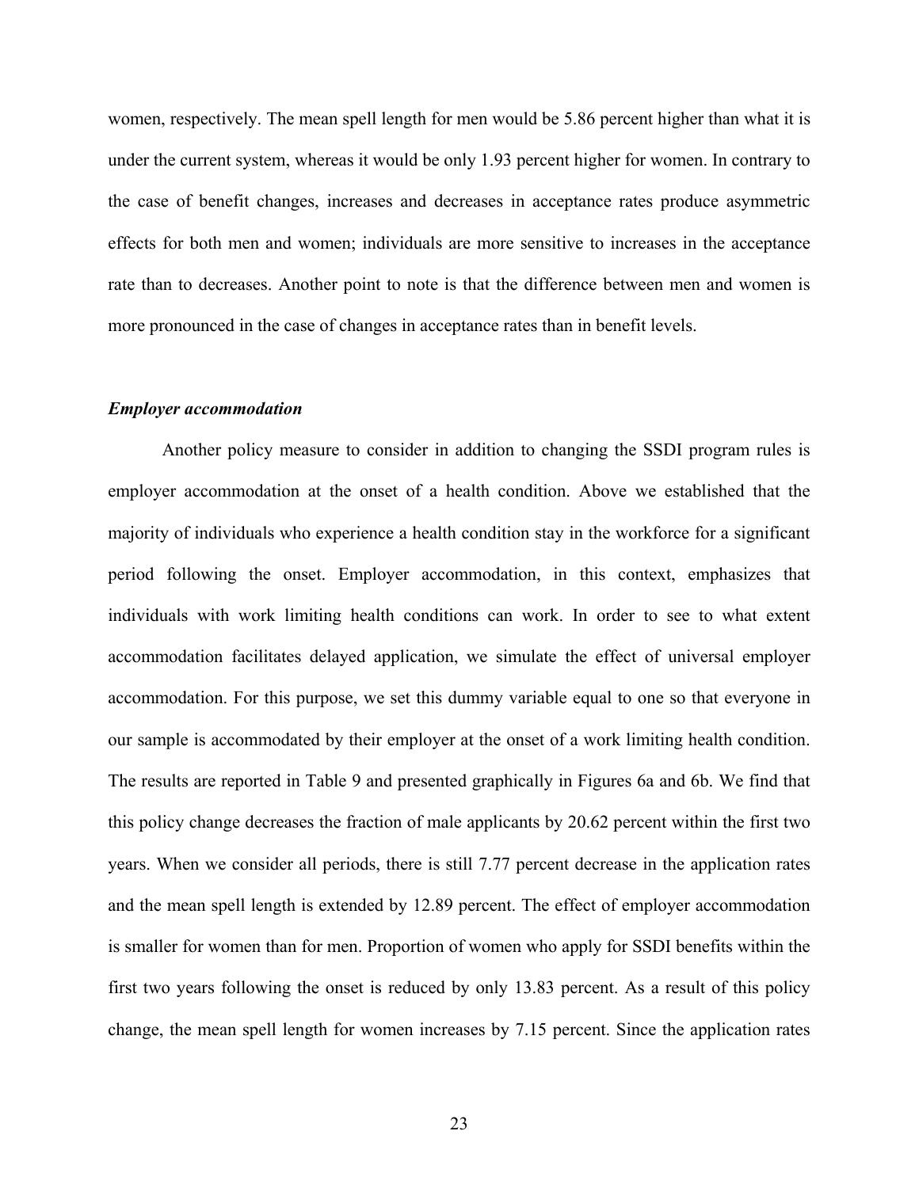women, respectively. The mean spell length for men would be 5.86 percent higher than what it is under the current system, whereas it would be only 1.93 percent higher for women. In contrary to the case of benefit changes, increases and decreases in acceptance rates produce asymmetric effects for both men and women; individuals are more sensitive to increases in the acceptance rate than to decreases. Another point to note is that the difference between men and women is more pronounced in the case of changes in acceptance rates than in benefit levels.

### *Employer accommodation*

Another policy measure to consider in addition to changing the SSDI program rules is employer accommodation at the onset of a health condition. Above we established that the majority of individuals who experience a health condition stay in the workforce for a significant period following the onset. Employer accommodation, in this context, emphasizes that individuals with work limiting health conditions can work. In order to see to what extent accommodation facilitates delayed application, we simulate the effect of universal employer accommodation. For this purpose, we set this dummy variable equal to one so that everyone in our sample is accommodated by their employer at the onset of a work limiting health condition. The results are reported in Table 9 and presented graphically in Figures 6a and 6b. We find that this policy change decreases the fraction of male applicants by 20.62 percent within the first two years. When we consider all periods, there is still 7.77 percent decrease in the application rates and the mean spell length is extended by 12.89 percent. The effect of employer accommodation is smaller for women than for men. Proportion of women who apply for SSDI benefits within the first two years following the onset is reduced by only 13.83 percent. As a result of this policy change, the mean spell length for women increases by 7.15 percent. Since the application rates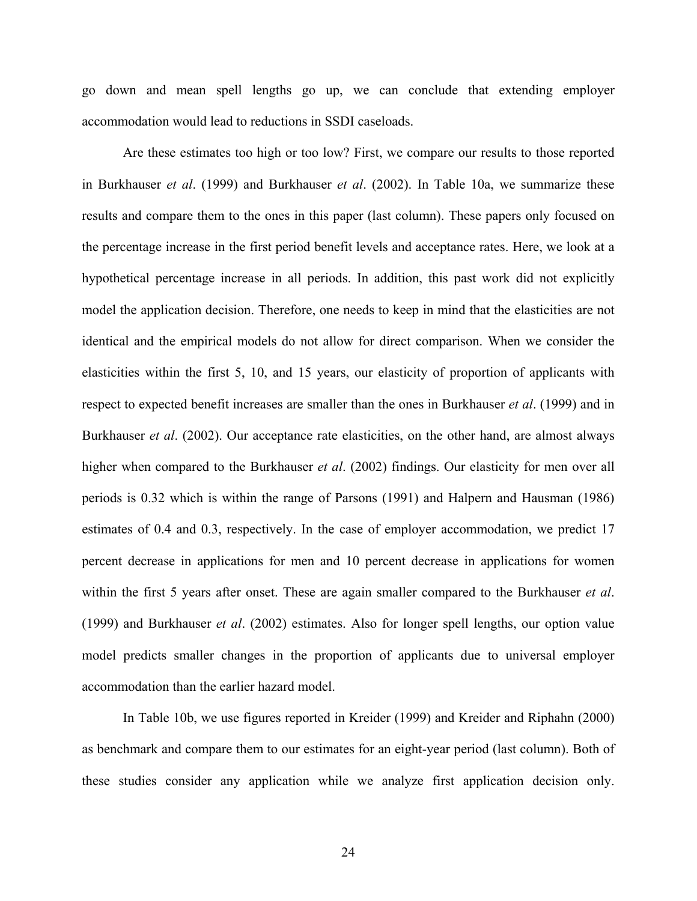go down and mean spell lengths go up, we can conclude that extending employer accommodation would lead to reductions in SSDI caseloads.

Are these estimates too high or too low? First, we compare our results to those reported in Burkhauser *et al*. (1999) and Burkhauser *et al*. (2002). In Table 10a, we summarize these results and compare them to the ones in this paper (last column). These papers only focused on the percentage increase in the first period benefit levels and acceptance rates. Here, we look at a hypothetical percentage increase in all periods. In addition, this past work did not explicitly model the application decision. Therefore, one needs to keep in mind that the elasticities are not identical and the empirical models do not allow for direct comparison. When we consider the elasticities within the first 5, 10, and 15 years, our elasticity of proportion of applicants with respect to expected benefit increases are smaller than the ones in Burkhauser *et al*. (1999) and in Burkhauser *et al*. (2002). Our acceptance rate elasticities, on the other hand, are almost always higher when compared to the Burkhauser *et al*. (2002) findings. Our elasticity for men over all periods is 0.32 which is within the range of Parsons (1991) and Halpern and Hausman (1986) estimates of 0.4 and 0.3, respectively. In the case of employer accommodation, we predict 17 percent decrease in applications for men and 10 percent decrease in applications for women within the first 5 years after onset. These are again smaller compared to the Burkhauser *et al*. (1999) and Burkhauser *et al*. (2002) estimates. Also for longer spell lengths, our option value model predicts smaller changes in the proportion of applicants due to universal employer accommodation than the earlier hazard model.

In Table 10b, we use figures reported in Kreider (1999) and Kreider and Riphahn (2000) as benchmark and compare them to our estimates for an eight-year period (last column). Both of these studies consider any application while we analyze first application decision only.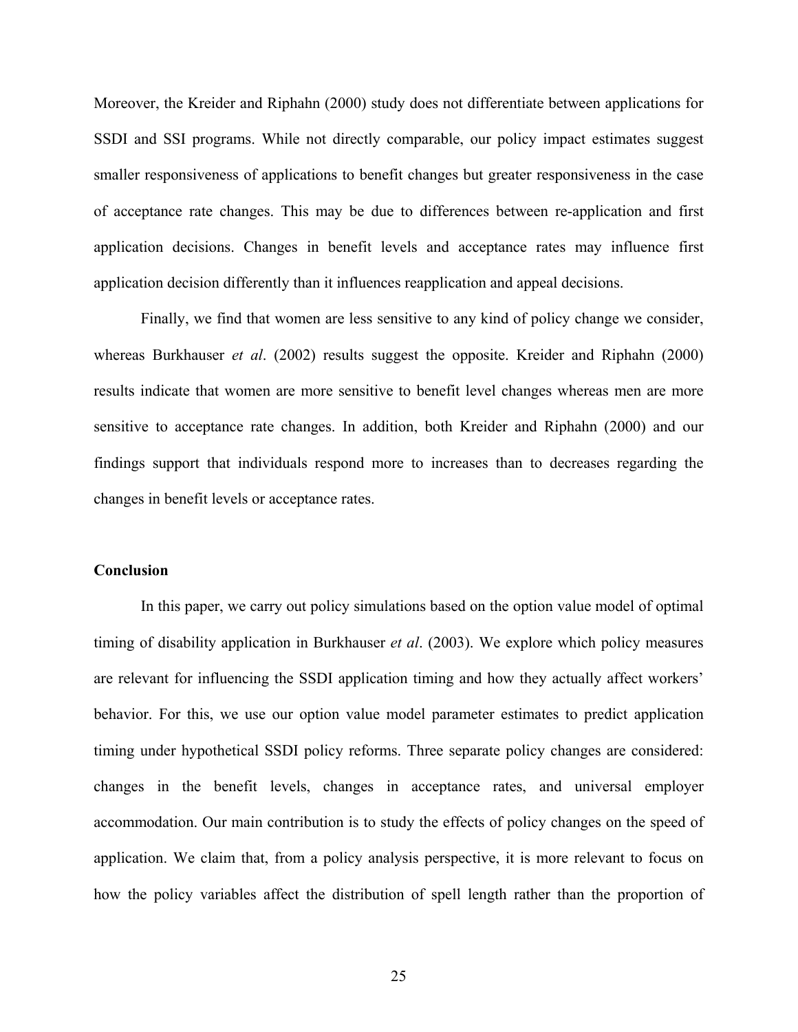Moreover, the Kreider and Riphahn (2000) study does not differentiate between applications for SSDI and SSI programs. While not directly comparable, our policy impact estimates suggest smaller responsiveness of applications to benefit changes but greater responsiveness in the case of acceptance rate changes. This may be due to differences between re-application and first application decisions. Changes in benefit levels and acceptance rates may influence first application decision differently than it influences reapplication and appeal decisions.

Finally, we find that women are less sensitive to any kind of policy change we consider, whereas Burkhauser *et al*. (2002) results suggest the opposite. Kreider and Riphahn (2000) results indicate that women are more sensitive to benefit level changes whereas men are more sensitive to acceptance rate changes. In addition, both Kreider and Riphahn (2000) and our findings support that individuals respond more to increases than to decreases regarding the changes in benefit levels or acceptance rates.

## Conclusion

In this paper, we carry out policy simulations based on the option value model of optimal timing of disability application in Burkhauser *et al*. (2003). We explore which policy measures are relevant for influencing the SSDI application timing and how they actually affect workers' behavior. For this, we use our option value model parameter estimates to predict application timing under hypothetical SSDI policy reforms. Three separate policy changes are considered: changes in the benefit levels, changes in acceptance rates, and universal employer accommodation. Our main contribution is to study the effects of policy changes on the speed of application. We claim that, from a policy analysis perspective, it is more relevant to focus on how the policy variables affect the distribution of spell length rather than the proportion of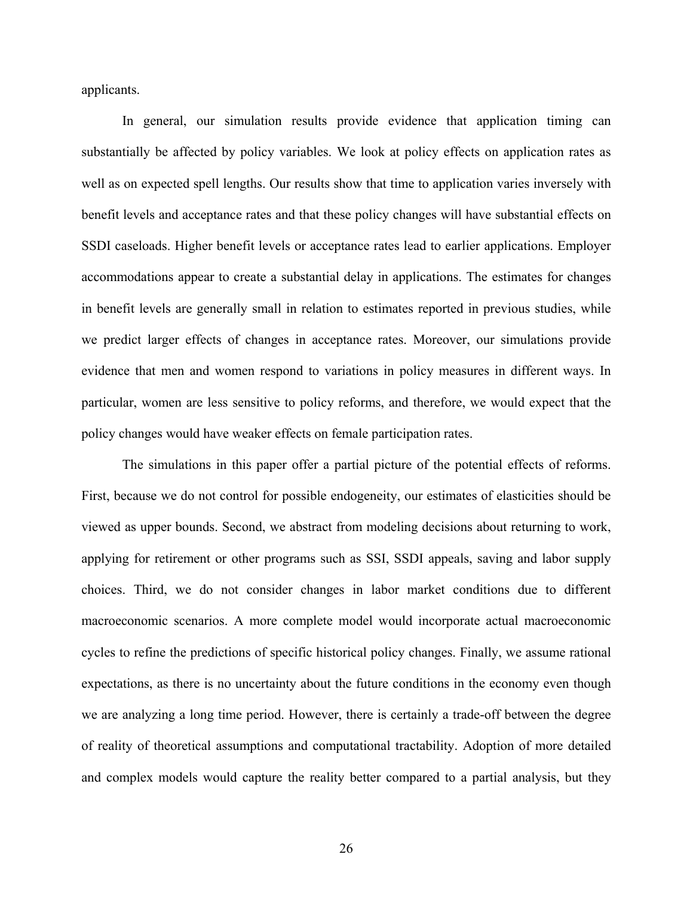applicants.

In general, our simulation results provide evidence that application timing can substantially be affected by policy variables. We look at policy effects on application rates as well as on expected spell lengths. Our results show that time to application varies inversely with benefit levels and acceptance rates and that these policy changes will have substantial effects on SSDI caseloads. Higher benefit levels or acceptance rates lead to earlier applications. Employer accommodations appear to create a substantial delay in applications. The estimates for changes in benefit levels are generally small in relation to estimates reported in previous studies, while we predict larger effects of changes in acceptance rates. Moreover, our simulations provide evidence that men and women respond to variations in policy measures in different ways. In particular, women are less sensitive to policy reforms, and therefore, we would expect that the policy changes would have weaker effects on female participation rates.

The simulations in this paper offer a partial picture of the potential effects of reforms. First, because we do not control for possible endogeneity, our estimates of elasticities should be viewed as upper bounds. Second, we abstract from modeling decisions about returning to work, applying for retirement or other programs such as SSI, SSDI appeals, saving and labor supply choices. Third, we do not consider changes in labor market conditions due to different macroeconomic scenarios. A more complete model would incorporate actual macroeconomic cycles to refine the predictions of specific historical policy changes. Finally, we assume rational expectations, as there is no uncertainty about the future conditions in the economy even though we are analyzing a long time period. However, there is certainly a trade-off between the degree of reality of theoretical assumptions and computational tractability. Adoption of more detailed and complex models would capture the reality better compared to a partial analysis, but they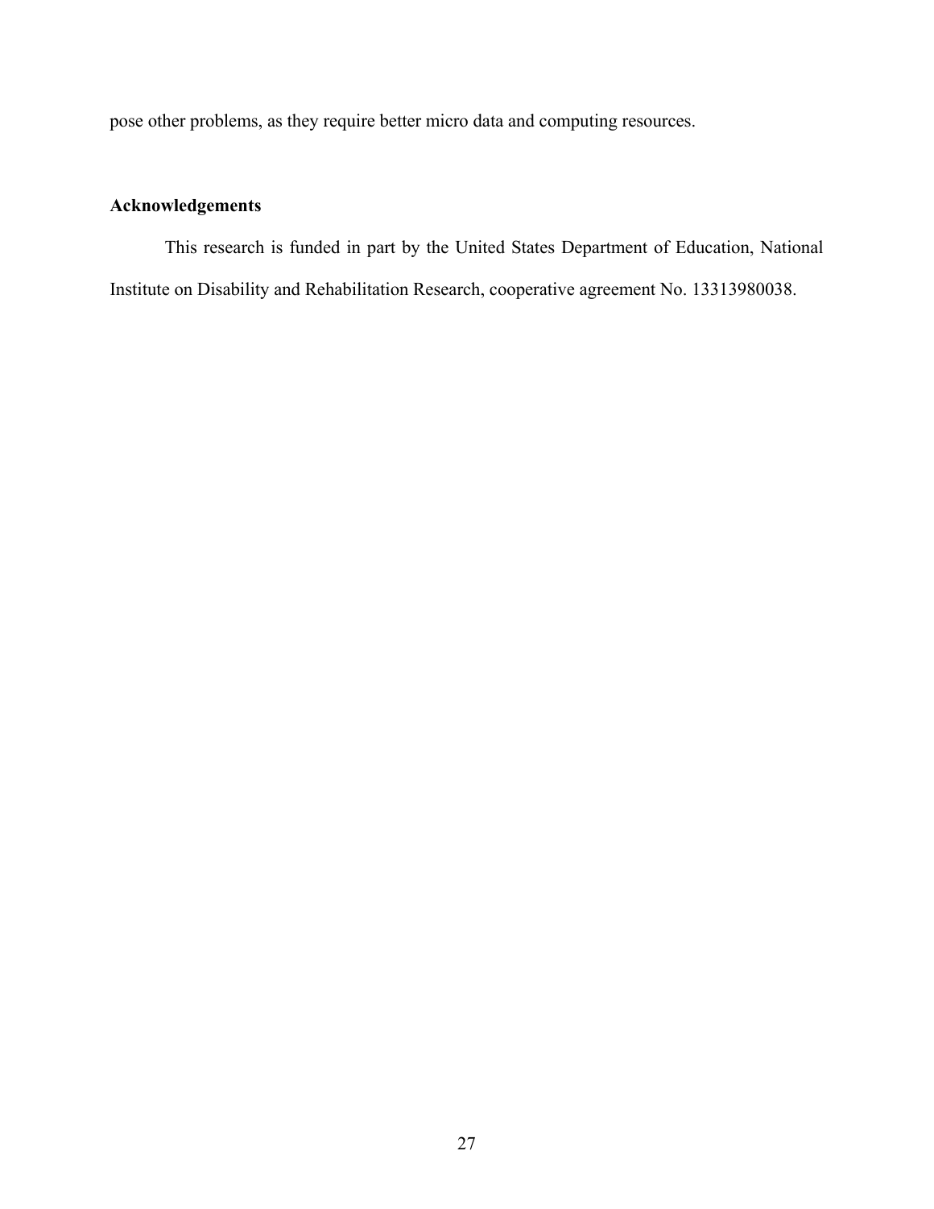pose other problems, as they require better micro data and computing resources.

## Acknowledgements

This research is funded in part by the United States Department of Education, National Institute on Disability and Rehabilitation Research, cooperative agreement No. 13313980038.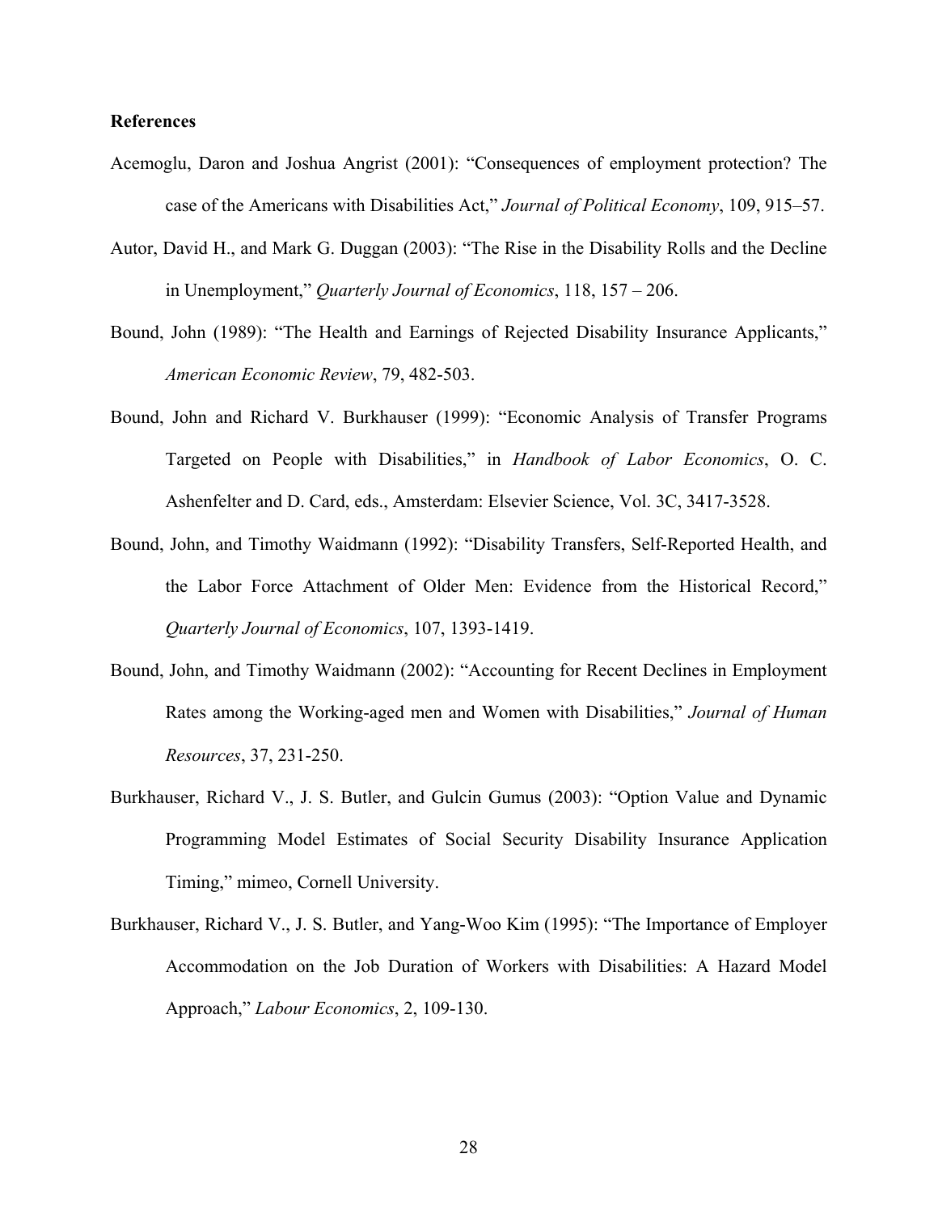**References**

Acemoglu, Daron and Joshua Angrist (2001): "Consequences of employment protection? The case of the Americans with Disabilities Act," *Journal of Political Economy*, 109, 915–57.

Autor, David H., and Mark G. Duggan (2003): "The Rise in the Disability Rolls and the Decline in Unemployment," *Quarterly Journal of Economics*, 118, 157 – 206.

Bound, John (1989): "The Health and Earnings of Rejected Disability Insurance Applicants," *American Economic Review*, 79, 482-503.

Bound, John and Richard V. Burkhauser (1999): "Economic Analysis of Transfer Programs Targeted on People with Disabilities," in *Handbook of Labor Economics*, O. C. Ashenfelter and D. Card, eds., Amsterdam: Elsevier Science, Vol. 3C, 3417-3528.

Bound, John, and Timothy Waidmann (1992): "Disability Transfers, Self-Reported Health, and the Labor Force Attachment of Older Men: Evidence from the Historical Record," *Quarterly Journal of Economics*, 107, 1393-1419.

Bound, John, and Timothy Waidmann (2002): "Accounting for Recent Declines in Employment Rates among the Working-aged men and Women with Disabilities," *Journal of Human Resources*, 37, 231-250.

Burkhauser, Richard V., J. S. Butler, and Gulcin Gumus (2003): "Option Value and Dynamic Programming Model Estimates of Social Security Disability Insurance Application Timing," mimeo, Cornell University.

Burkhauser, Richard V., J. S. Butler, and Yang-Woo Kim (1995): "The Importance of Employer Accommodation on the Job Duration of Workers with Disabilities: A Hazard Model Approach," *Labour Economics*, 2, 109-130.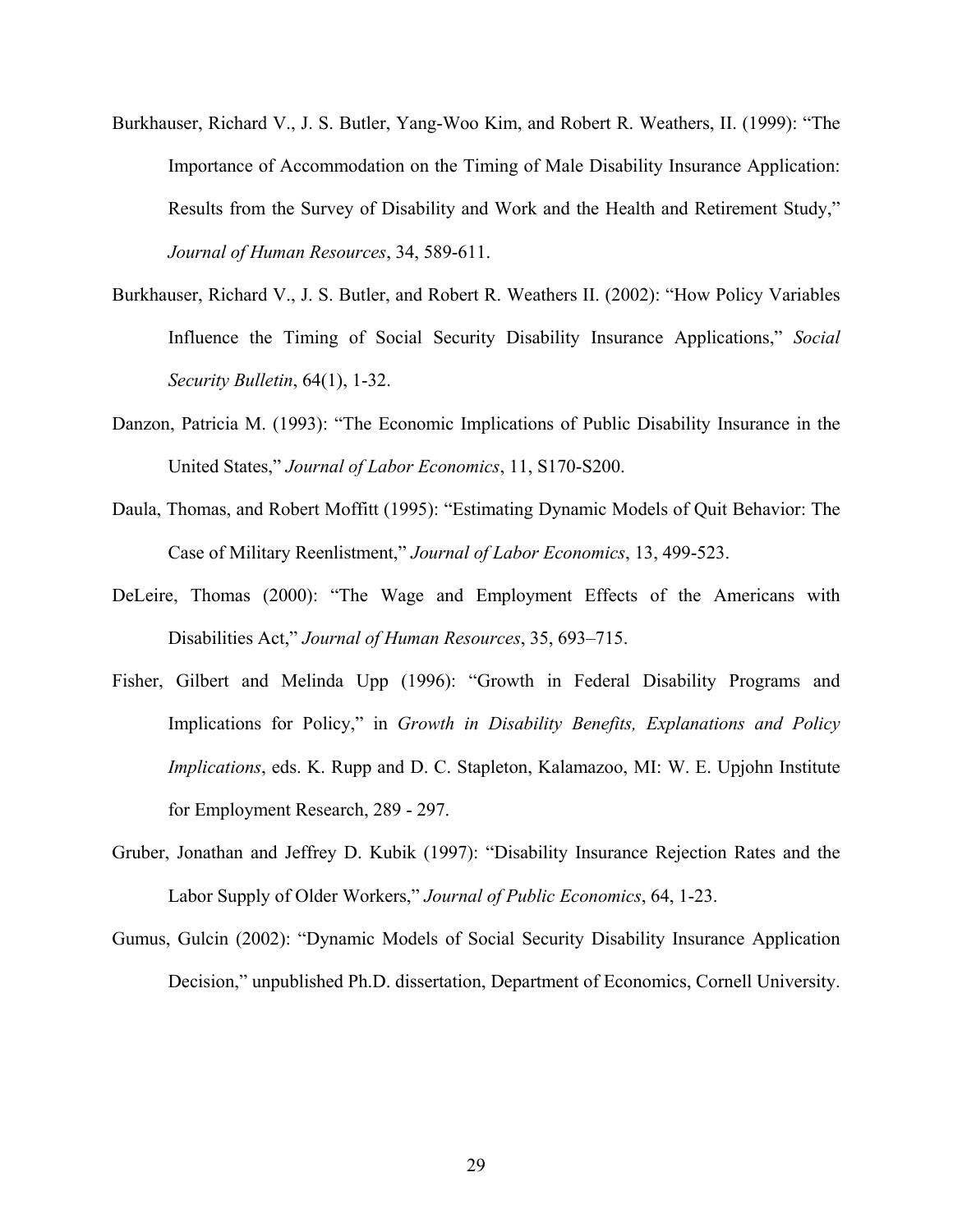Burkhauser, Richard V., J. S. Butler, Yang-Woo Kim, and Robert R. Weathers, II. (1999): "The Importance of Accommodation on the Timing of Male Disability Insurance Application: Results from the Survey of Disability and Work and the Health and Retirement Study," *Journal of Human Resources*, 34, 589-611.

Burkhauser, Richard V., J. S. Butler, and Robert R. Weathers II. (2002): "How Policy Variables Influence the Timing of Social Security Disability Insurance Applications," *Social Security Bulletin*, 64(1), 1-32.

Danzon, Patricia M. (1993): "The Economic Implications of Public Disability Insurance in the United States," *Journal of Labor Economics*, 11, S170-S200.

Daula, Thomas, and Robert Moffitt (1995): "Estimating Dynamic Models of Quit Behavior: The Case of Military Reenlistment," *Journal of Labor Economics*, 13, 499-523.

DeLeire, Thomas (2000): "The Wage and Employment Effects of the Americans with Disabilities Act," *Journal of Human Resources*, 35, 693–715.

Fisher, Gilbert and Melinda Upp (1996): "Growth in Federal Disability Programs and Implications for Policy," in *Growth in Disability Benefits, Explanations and Policy Implications*, eds. K. Rupp and D. C. Stapleton, Kalamazoo, MI: W. E. Upjohn Institute for Employment Research, 289 - 297.

Gruber, Jonathan and Jeffrey D. Kubik (1997): "Disability Insurance Rejection Rates and the Labor Supply of Older Workers," *Journal of Public Economics*, 64, 1-23.

Gumus, Gulcin (2002): "Dynamic Models of Social Security Disability Insurance Application Decision," unpublished Ph.D. dissertation, Department of Economics, Cornell University.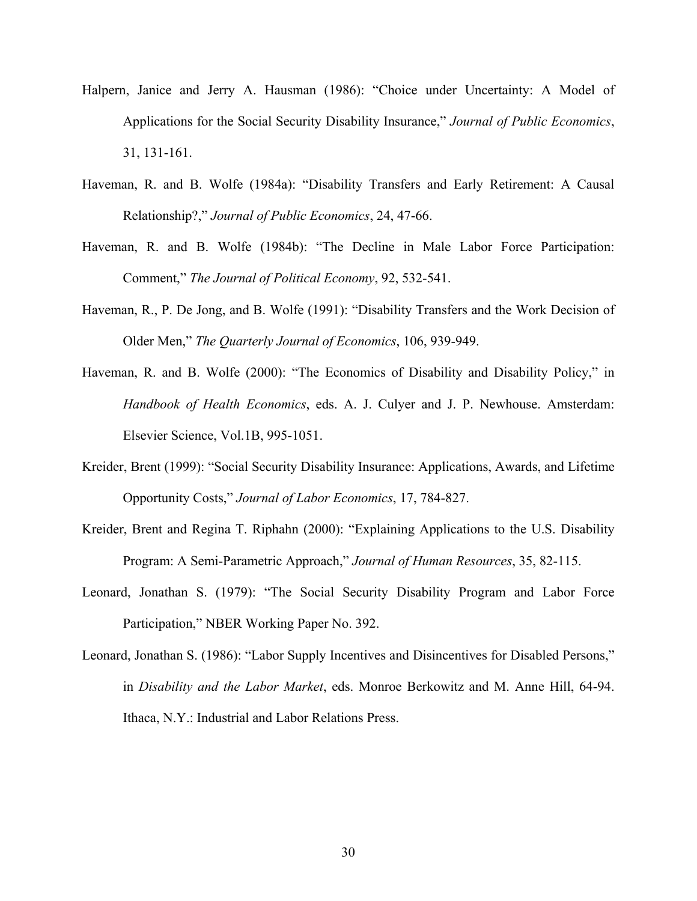Halpern, Janice and Jerry A. Hausman (1986): "Choice under Uncertainty: A Model of Applications for the Social Security Disability Insurance," *Journal of Public Economics*, 31, 131-161.

Haveman, R. and B. Wolfe (1984a): "Disability Transfers and Early Retirement: A Causal Relationship?," *Journal of Public Economics*, 24, 47-66.

Haveman, R. and B. Wolfe (1984b): "The Decline in Male Labor Force Participation: Comment," *The Journal of Political Economy*, 92, 532-541.

Haveman, R., P. De Jong, and B. Wolfe (1991): "Disability Transfers and the Work Decision of Older Men," *The Quarterly Journal of Economics*, 106, 939-949.

Haveman, R. and B. Wolfe (2000): "The Economics of Disability and Disability Policy," in *Handbook of Health Economics*, eds. A. J. Culyer and J. P. Newhouse. Amsterdam: Elsevier Science, Vol.1B, 995-1051.

Kreider, Brent (1999): "Social Security Disability Insurance: Applications, Awards, and Lifetime Opportunity Costs," *Journal of Labor Economics*, 17, 784-827.

Kreider, Brent and Regina T. Riphahn (2000): "Explaining Applications to the U.S. Disability Program: A Semi-Parametric Approach," *Journal of Human Resources*, 35, 82-115.

Leonard, Jonathan S. (1979): "The Social Security Disability Program and Labor Force Participation," NBER Working Paper No. 392.

Leonard, Jonathan S. (1986): "Labor Supply Incentives and Disincentives for Disabled Persons," in *Disability and the Labor Market*, eds. Monroe Berkowitz and M. Anne Hill, 64-94. Ithaca, N.Y.: Industrial and Labor Relations Press.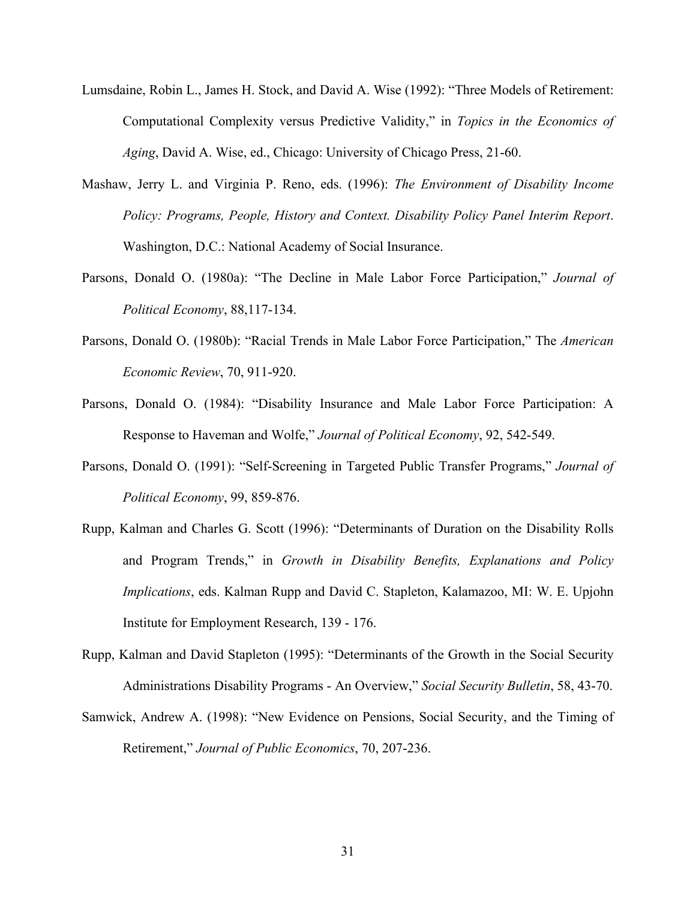Lumsdaine, Robin L., James H. Stock, and David A. Wise (1992): "Three Models of Retirement: Computational Complexity versus Predictive Validity," in *Topics in the Economics of Aging*, David A. Wise, ed., Chicago: University of Chicago Press, 21-60.

Mashaw, Jerry L. and Virginia P. Reno, eds. (1996): *The Environment of Disability Income Policy: Programs, People, History and Context. Disability Policy Panel Interim Report*. Washington, D.C.: National Academy of Social Insurance.

Parsons, Donald O. (1980a): "The Decline in Male Labor Force Participation," *Journal of Political Economy*, 88,117-134.

Parsons, Donald O. (1980b): "Racial Trends in Male Labor Force Participation," The *American Economic Review*, 70, 911-920.

Parsons, Donald O. (1984): "Disability Insurance and Male Labor Force Participation: A Response to Haveman and Wolfe," *Journal of Political Economy*, 92, 542-549.

Parsons, Donald O. (1991): "Self-Screening in Targeted Public Transfer Programs," *Journal of Political Economy*, 99, 859-876.

Rupp, Kalman and Charles G. Scott (1996): "Determinants of Duration on the Disability Rolls and Program Trends," in *Growth in Disability Benefits, Explanations and Policy Implications*, eds. Kalman Rupp and David C. Stapleton, Kalamazoo, MI: W. E. Upjohn Institute for Employment Research, 139 - 176.

Rupp, Kalman and David Stapleton (1995): "Determinants of the Growth in the Social Security Administrations Disability Programs - An Overview," *Social Security Bulletin*, 58, 43-70.

Samwick, Andrew A. (1998): "New Evidence on Pensions, Social Security, and the Timing of Retirement," *Journal of Public Economics*, 70, 207-236.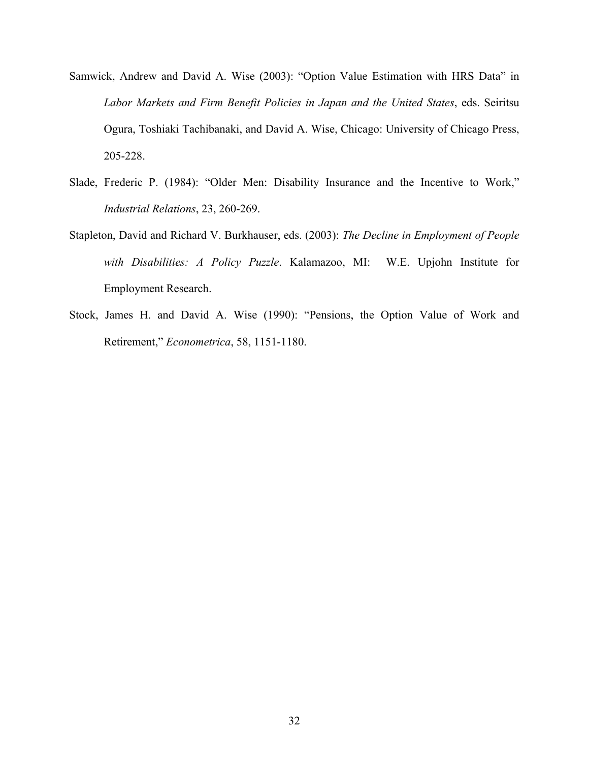Samwick, Andrew and David A. Wise (2003): "Option Value Estimation with HRS Data" in *Labor Markets and Firm Benefit Policies in Japan and the United States*, eds. Seiritsu Ogura, Toshiaki Tachibanaki, and David A. Wise, Chicago: University of Chicago Press, 205-228.

Slade, Frederic P. (1984): "Older Men: Disability Insurance and the Incentive to Work," *Industrial Relations*, 23, 260-269.

Stapleton, David and Richard V. Burkhauser, eds. (2003): *The Decline in Employment of People with Disabilities: A Policy Puzzle*. Kalamazoo, MI: W.E. Upjohn Institute for Employment Research.

Stock, James H. and David A. Wise (1990): "Pensions, the Option Value of Work and Retirement," *Econometrica*, 58, 1151-1180.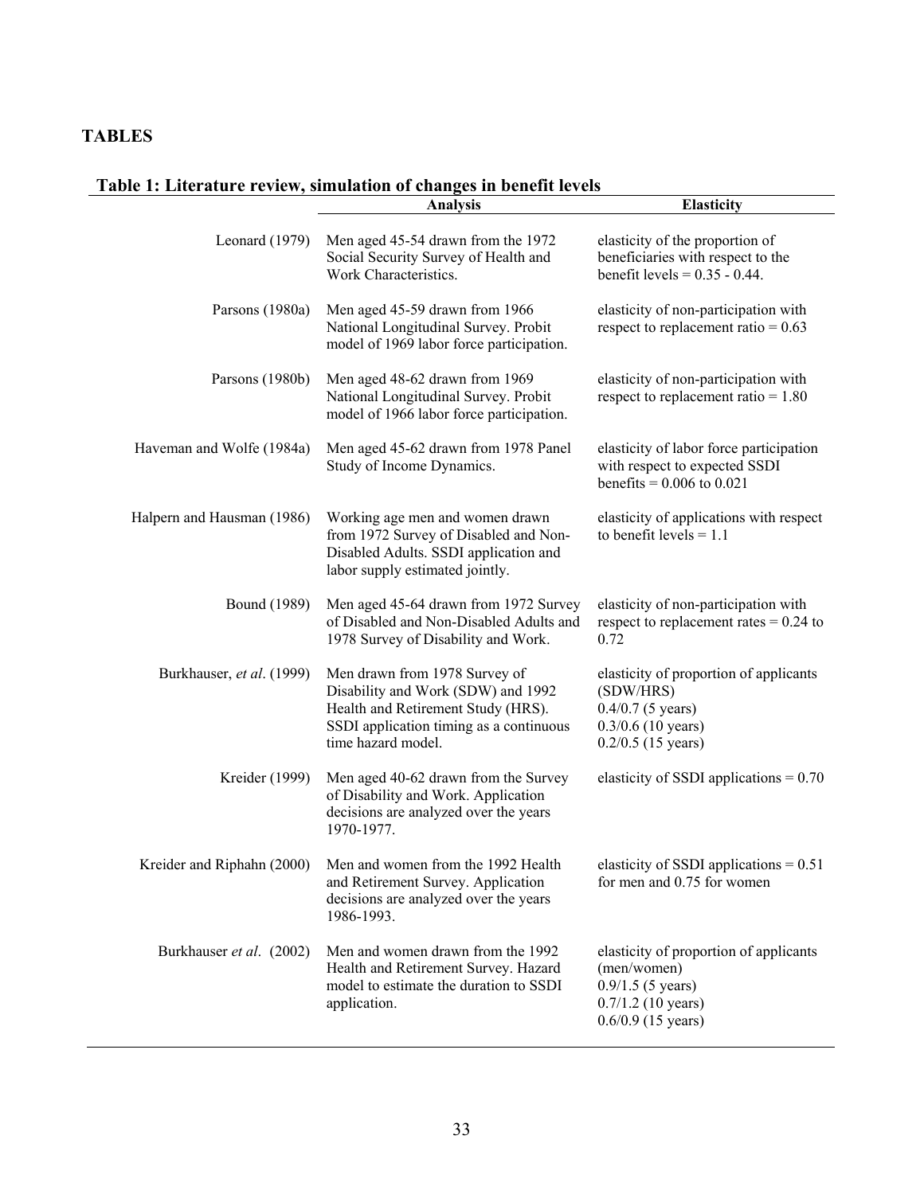# TABLES

## Table 1: Literature review, simulation of changes in benefit levels

| | Analysis | Elasticity |
|---|---|---|
| Leonard (1979) | Men aged 45-54 drawn from the 1972 Social Security Survey of Health and Work Characteristics. | elasticity of the proportion of beneficiaries with respect to the benefit levels = 0.35 - 0.44. |
| Parsons (1980a) | Men aged 45-59 drawn from 1966 National Longitudinal Survey. Probit model of 1969 labor force participation. | elasticity of non-participation with respect to replacement ratio = 0.63 |
| Parsons (1980b) | Men aged 48-62 drawn from 1969 National Longitudinal Survey. Probit model of 1966 labor force participation. | elasticity of non-participation with respect to replacement ratio = 1.80 |
| Haveman and Wolfe (1984a) | Men aged 45-62 drawn from 1978 Panel Study of Income Dynamics. | elasticity of labor force participation with respect to expected SSDI benefits = 0.006 to 0.021 |
| Halpern and Hausman (1986) | Working age men and women drawn from 1972 Survey of Disabled and Non-Disabled Adults. SSDI application and labor supply estimated jointly. | elasticity of applications with respect to benefit levels = 1.1 |
| Bound (1989) | Men aged 45-64 drawn from 1972 Survey of Disabled and Non-Disabled Adults and 1978 Survey of Disability and Work. | elasticity of non-participation with respect to replacement rates = 0.24 to 0.72 |
| Burkhauser, *et al*. (1999) | Men drawn from 1978 Survey of Disability and Work (SDW) and 1992 Health and Retirement Study (HRS). SSDI application timing as a continuous time hazard model. | elasticity of proportion of applicants (SDW/HRS)<br>0.4/0.7 (5 years)<br>0.3/0.6 (10 years)<br>0.2/0.5 (15 years) |
| Kreider (1999) | Men aged 40-62 drawn from the Survey of Disability and Work. Application decisions are analyzed over the years 1970-1977. | elasticity of SSDI applications = 0.70 |
| Kreider and Riphahn (2000) | Men and women from the 1992 Health and Retirement Survey. Application decisions are analyzed over the years 1986-1993. | elasticity of SSDI applications = 0.51 for men and 0.75 for women |
| Burkhauser *et al*. (2002) | Men and women drawn from the 1992 Health and Retirement Survey. Hazard model to estimate the duration to SSDI application. | elasticity of proportion of applicants (men/women)<br>0.9/1.5 (5 years)<br>0.7/1.2 (10 years)<br>0.6/0.9 (15 years) |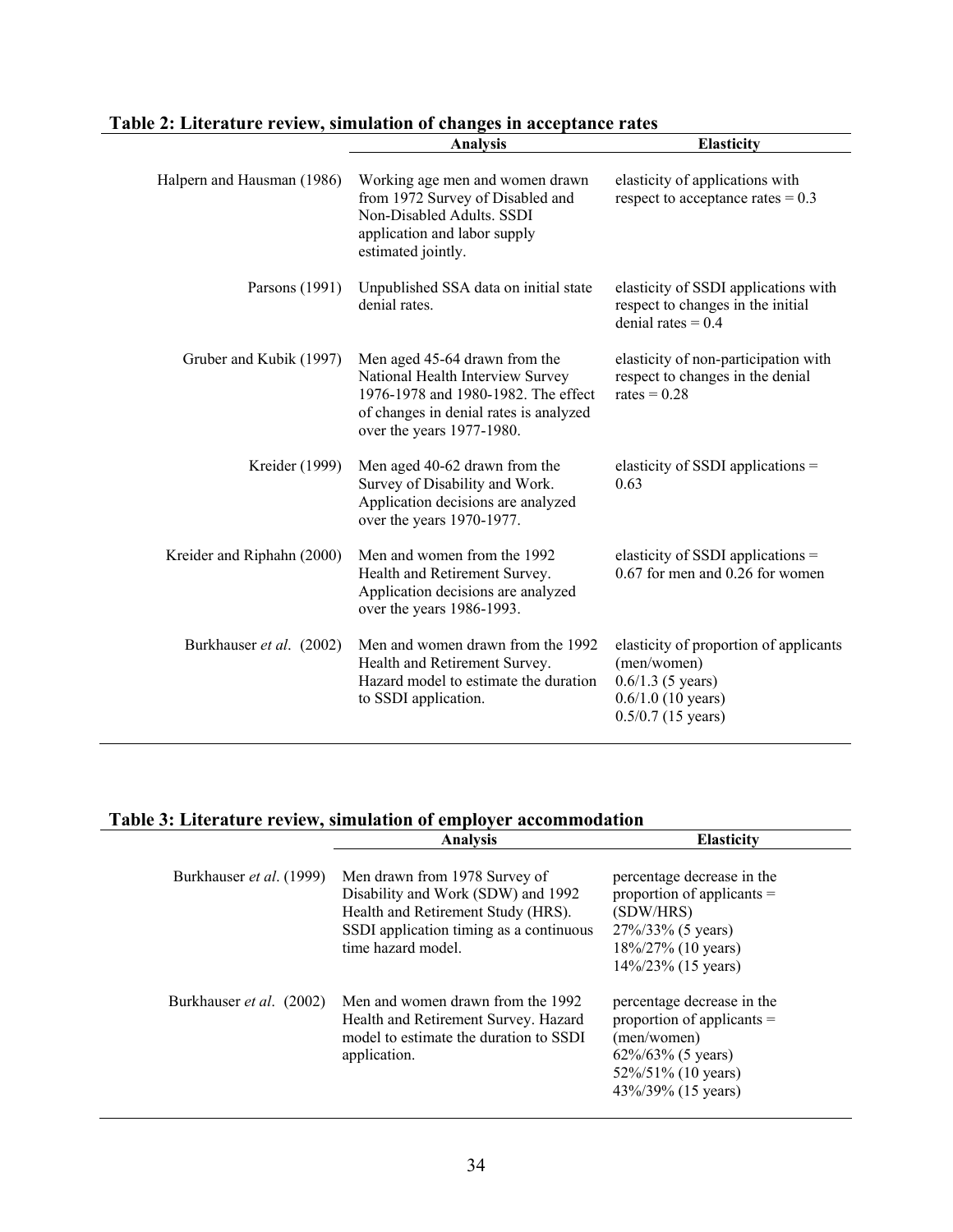**Table 2: Literature review, simulation of changes in acceptance rates**

| | Analysis | Elasticity |
|---|---|---|
| Halpern and Hausman (1986) | Working age men and women drawn from 1972 Survey of Disabled and Non-Disabled Adults. SSDI application and labor supply estimated jointly. | elasticity of applications with respect to acceptance rates = 0.3 |
| Parsons (1991) | Unpublished SSA data on initial state denial rates. | elasticity of SSDI applications with respect to changes in the initial denial rates = 0.4 |
| Gruber and Kubik (1997) | Men aged 45-64 drawn from the National Health Interview Survey 1976-1978 and 1980-1982. The effect of changes in denial rates is analyzed over the years 1977-1980. | elasticity of non-participation with respect to changes in the denial rates = 0.28 |
| Kreider (1999) | Men aged 40-62 drawn from the Survey of Disability and Work. Application decisions are analyzed over the years 1970-1977. | elasticity of SSDI applications = 0.63 |
| Kreider and Riphahn (2000) | Men and women from the 1992 Health and Retirement Survey. Application decisions are analyzed over the years 1986-1993. | elasticity of SSDI applications = 0.67 for men and 0.26 for women |
| Burkhauser *et al*. (2002) | Men and women drawn from the 1992 Health and Retirement Survey. Hazard model to estimate the duration to SSDI application. | elasticity of proportion of applicants (men/women)<br>0.6/1.3 (5 years)<br>0.6/1.0 (10 years)<br>0.5/0.7 (15 years) |

**Table 3: Literature review, simulation of employer accommodation**

| | Analysis | Elasticity |
|---|---|---|
| Burkhauser *et al*. (1999) | Men drawn from 1978 Survey of Disability and Work (SDW) and 1992 Health and Retirement Study (HRS). SSDI application timing as a continuous time hazard model. | percentage decrease in the proportion of applicants = (SDW/HRS)<br>27%/33% (5 years)<br>18%/27% (10 years)<br>14%/23% (15 years) |
| Burkhauser *et al*. (2002) | Men and women drawn from the 1992 Health and Retirement Survey. Hazard model to estimate the duration to SSDI application. | percentage decrease in the proportion of applicants = (men/women)<br>62%/63% (5 years)<br>52%/51% (10 years)<br>43%/39% (15 years) |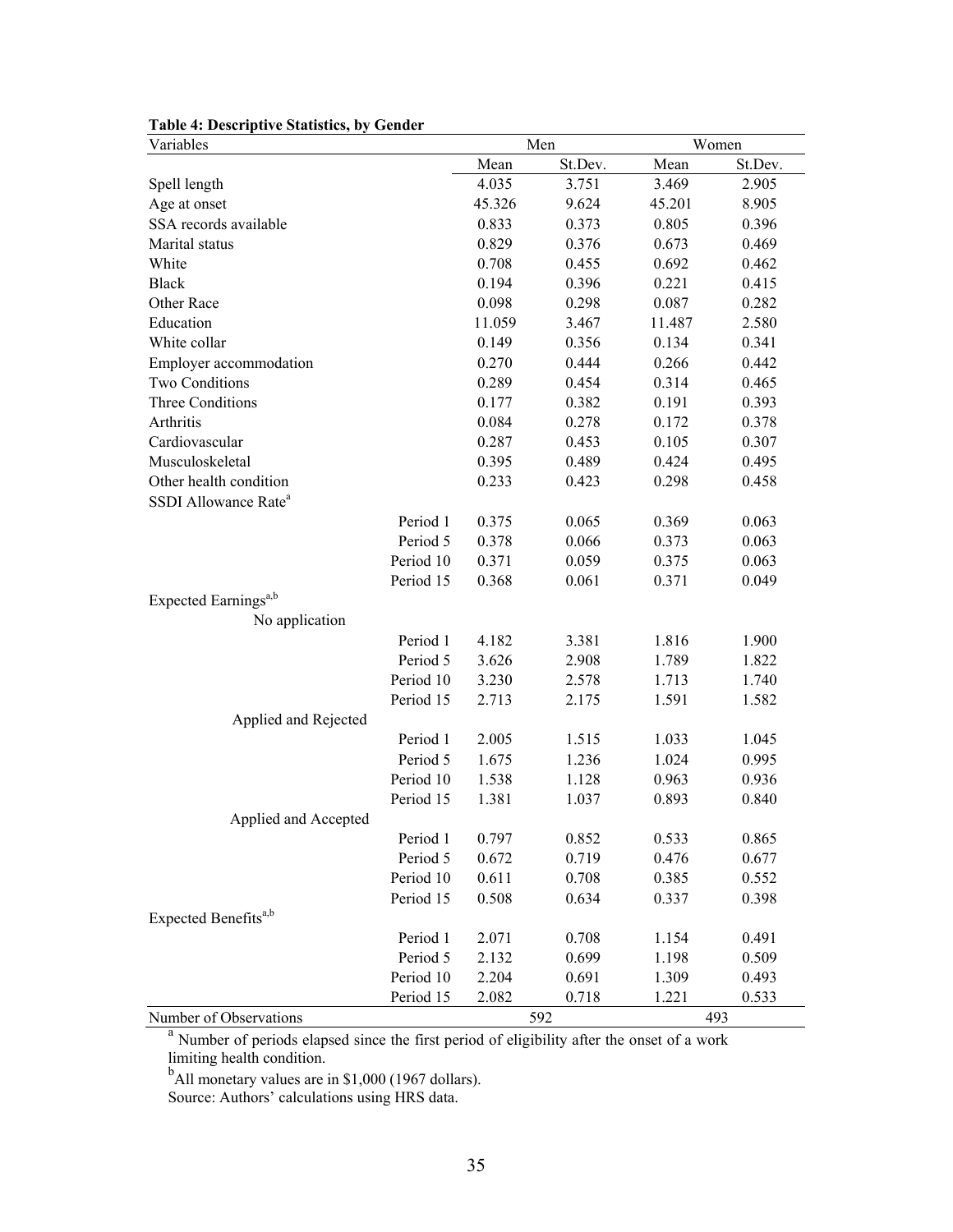**Table 4: Descriptive Statistics, by Gender**

| Variables | | Men | | Women | |
|---|---|---|---|---|---|
| | | Mean | St.Dev. | Mean | St.Dev. |
| Spell length | | 4.035 | 3.751 | 3.469 | 2.905 |
| Age at onset | | 45.326 | 9.624 | 45.201 | 8.905 |
| SSA records available | | 0.833 | 0.373 | 0.805 | 0.396 |
| Marital status | | 0.829 | 0.376 | 0.673 | 0.469 |
| White | | 0.708 | 0.455 | 0.692 | 0.462 |
| Black | | 0.194 | 0.396 | 0.221 | 0.415 |
| Other Race | | 0.098 | 0.298 | 0.087 | 0.282 |
| Education | | 11.059 | 3.467 | 11.487 | 2.580 |
| White collar | | 0.149 | 0.356 | 0.134 | 0.341 |
| Employer accommodation | | 0.270 | 0.444 | 0.266 | 0.442 |
| Two Conditions | | 0.289 | 0.454 | 0.314 | 0.465 |
| Three Conditions | | 0.177 | 0.382 | 0.191 | 0.393 |
| Arthritis | | 0.084 | 0.278 | 0.172 | 0.378 |
| Cardiovascular | | 0.287 | 0.453 | 0.105 | 0.307 |
| Musculoskeletal | | 0.395 | 0.489 | 0.424 | 0.495 |
| Other health condition | | 0.233 | 0.423 | 0.298 | 0.458 |
| SSDI Allowance Rate[a] | | | | | |
| | Period 1 | 0.375 | 0.065 | 0.369 | 0.063 |
| | Period 5 | 0.378 | 0.066 | 0.373 | 0.063 |
| | Period 10 | 0.371 | 0.059 | 0.375 | 0.063 |
| | Period 15 | 0.368 | 0.061 | 0.371 | 0.049 |
| Expected Earnings[a,b] | | | | | |
| No application | | | | | |
| | Period 1 | 4.182 | 3.381 | 1.816 | 1.900 |
| | Period 5 | 3.626 | 2.908 | 1.789 | 1.822 |
| | Period 10 | 3.230 | 2.578 | 1.713 | 1.740 |
| | Period 15 | 2.713 | 2.175 | 1.591 | 1.582 |
| Applied and Rejected | | | | | |
| | Period 1 | 2.005 | 1.515 | 1.033 | 1.045 |
| | Period 5 | 1.675 | 1.236 | 1.024 | 0.995 |
| | Period 10 | 1.538 | 1.128 | 0.963 | 0.936 |
| | Period 15 | 1.381 | 1.037 | 0.893 | 0.840 |
| Applied and Accepted | | | | | |
| | Period 1 | 0.797 | 0.852 | 0.533 | 0.865 |
| | Period 5 | 0.672 | 0.719 | 0.476 | 0.677 |
| | Period 10 | 0.611 | 0.708 | 0.385 | 0.552 |
| | Period 15 | 0.508 | 0.634 | 0.337 | 0.398 |
| Expected Benefits[a,b] | | | | | |
| | Period 1 | 2.071 | 0.708 | 1.154 | 0.491 |
| | Period 5 | 2.132 | 0.699 | 1.198 | 0.509 |
| | Period 10 | 2.204 | 0.691 | 1.309 | 0.493 |
| | Period 15 | 2.082 | 0.718 | 1.221 | 0.533 |
| Number of Observations | | 592 | | 493 | |

[a] Number of periods elapsed since the first period of eligibility after the onset of a work limiting health condition.

[b] All monetary values are in $1,000 (1967 dollars).

Source: Authors' calculations using HRS data.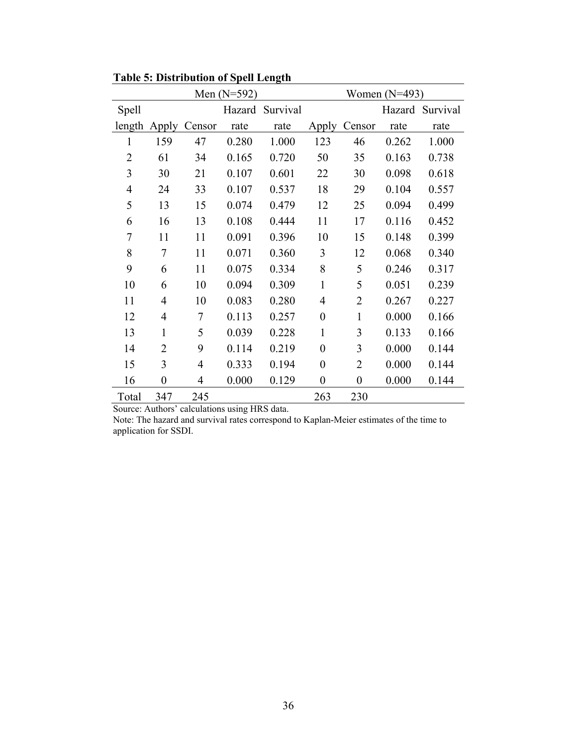**Table 5: Distribution of Spell Length**

| | Men (N=592) | | | | Women (N=493) | | | |
|---|---|---|---|---|---|---|---|---|
| Spell length | Apply | Censor | Hazard rate | Survival rate | Apply | Censor | Hazard rate | Survival rate |
| 1 | 159 | 47 | 0.280 | 1.000 | 123 | 46 | 0.262 | 1.000 |
| 2 | 61 | 34 | 0.165 | 0.720 | 50 | 35 | 0.163 | 0.738 |
| 3 | 30 | 21 | 0.107 | 0.601 | 22 | 30 | 0.098 | 0.618 |
| 4 | 24 | 33 | 0.107 | 0.537 | 18 | 29 | 0.104 | 0.557 |
| 5 | 13 | 15 | 0.074 | 0.479 | 12 | 25 | 0.094 | 0.499 |
| 6 | 16 | 13 | 0.108 | 0.444 | 11 | 17 | 0.116 | 0.452 |
| 7 | 11 | 11 | 0.091 | 0.396 | 10 | 15 | 0.148 | 0.399 |
| 8 | 7 | 11 | 0.071 | 0.360 | 3 | 12 | 0.068 | 0.340 |
| 9 | 6 | 11 | 0.075 | 0.334 | 8 | 5 | 0.246 | 0.317 |
| 10 | 6 | 10 | 0.094 | 0.309 | 1 | 5 | 0.051 | 0.239 |
| 11 | 4 | 10 | 0.083 | 0.280 | 4 | 2 | 0.267 | 0.227 |
| 12 | 4 | 7 | 0.113 | 0.257 | 0 | 1 | 0.000 | 0.166 |
| 13 | 1 | 5 | 0.039 | 0.228 | 1 | 3 | 0.133 | 0.166 |
| 14 | 2 | 9 | 0.114 | 0.219 | 0 | 3 | 0.000 | 0.144 |
| 15 | 3 | 4 | 0.333 | 0.194 | 0 | 2 | 0.000 | 0.144 |
| 16 | 0 | 4 | 0.000 | 0.129 | 0 | 0 | 0.000 | 0.144 |
| Total | 347 | 245 | | | 263 | 230 | | |

Source: Authors' calculations using HRS data.

Note: The hazard and survival rates correspond to Kaplan-Meier estimates of the time to application for SSDI.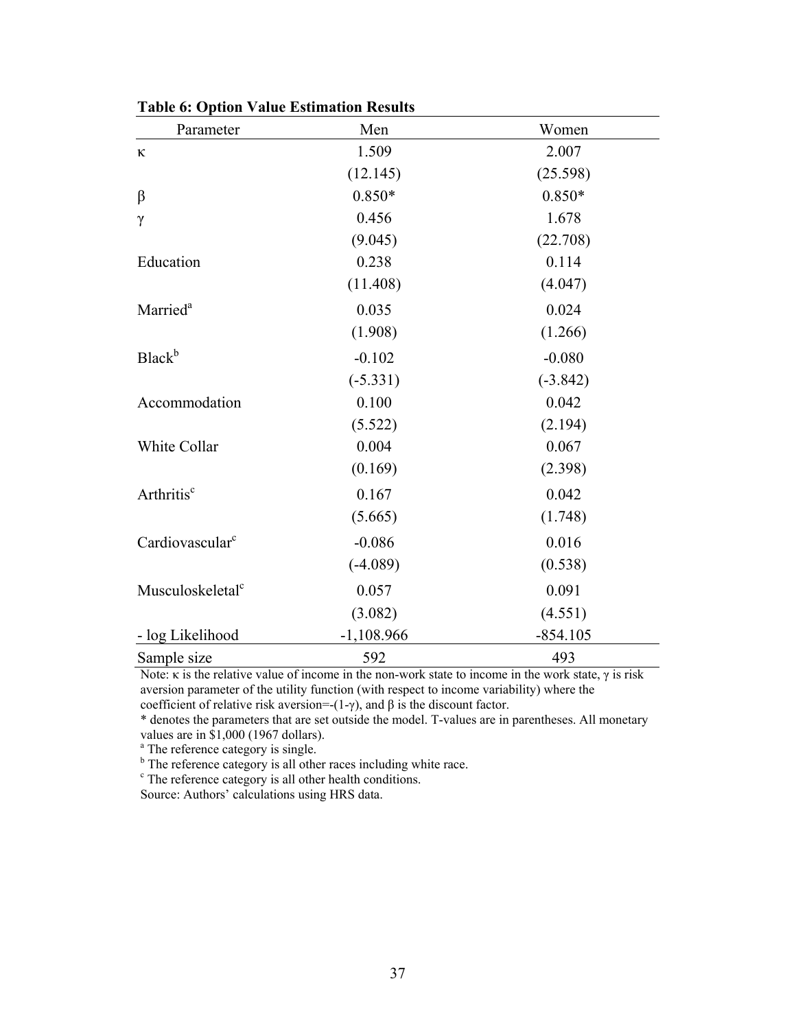**Table 6: Option Value Estimation Results**

| Parameter | Men | Women |
|---|---|---|
| $\kappa$ | 1.509 | 2.007 |
| | (12.145) | (25.598) |
| $\beta$ | 0.850* | 0.850* |
| $\gamma$ | 0.456 | 1.678 |
| | (9.045) | (22.708) |
| Education | 0.238 | 0.114 |
| | (11.408) | (4.047) |
| Married[a] | 0.035 | 0.024 |
| | (1.908) | (1.266) |
| Black[b] | -0.102 | -0.080 |
| | (-5.331) | (-3.842) |
| Accommodation | 0.100 | 0.042 |
| | (5.522) | (2.194) |
| White Collar | 0.004 | 0.067 |
| | (0.169) | (2.398) |
| Arthritis[c] | 0.167 | 0.042 |
| | (5.665) | (1.748) |
| Cardiovascular[c] | -0.086 | 0.016 |
| | (-4.089) | (0.538) |
| Musculoskeletal[c] | 0.057 | 0.091 |
| | (3.082) | (4.551) |
| - log Likelihood | -1,108.966 | -854.105 |
| Sample size | 592 | 493 |

Note: $\kappa$ is the relative value of income in the non-work state to income in the work state, $\gamma$ is risk aversion parameter of the utility function (with respect to income variability) where the coefficient of relative risk aversion=$-(1-\gamma)$, and $\beta$ is the discount factor.

* denotes the parameters that are set outside the model. T-values are in parentheses. All monetary values are in $1,000 (1967 dollars).

[a] The reference category is single.

[b] The reference category is all other races including white race.

[c] The reference category is all other health conditions.

Source: Authors' calculations using HRS data.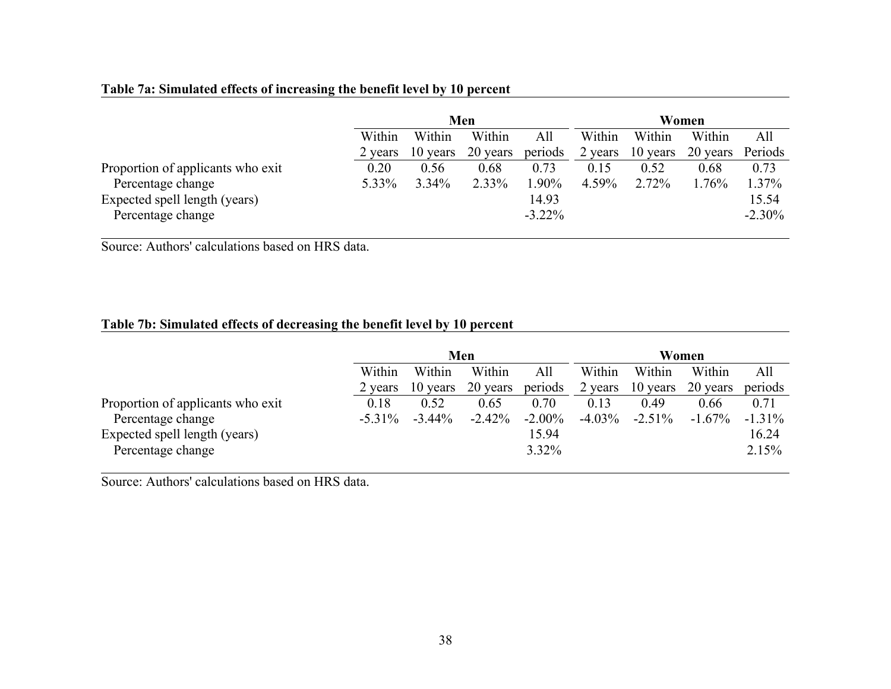**Table 7a: Simulated effects of increasing the benefit level by 10 percent**

| | Men | | | | Women | | | |
|---|---|---|---|---|---|---|---|---|
| | Within 2 years | Within 10 years | Within 20 years | All periods | Within 2 years | Within 10 years | Within 20 years | All Periods |
| Proportion of applicants who exit | 0.20 | 0.56 | 0.68 | 0.73 | 0.15 | 0.52 | 0.68 | 0.73 |
| Percentage change | 5.33% | 3.34% | 2.33% | 1.90% | 4.59% | 2.72% | 1.76% | 1.37% |
| Expected spell length (years) | | | | 14.93 | | | | 15.54 |
| Percentage change | | | | -3.22% | | | | -2.30% |

Source: Authors' calculations based on HRS data.

**Table 7b: Simulated effects of decreasing the benefit level by 10 percent**

| | Men | | | | Women | | | |
|---|---|---|---|---|---|---|---|---|
| | Within 2 years | Within 10 years | Within 20 years | All periods | Within 2 years | Within 10 years | Within 20 years | All periods |
| Proportion of applicants who exit | 0.18 | 0.52 | 0.65 | 0.70 | 0.13 | 0.49 | 0.66 | 0.71 |
| Percentage change | -5.31% | -3.44% | -2.42% | -2.00% | -4.03% | -2.51% | -1.67% | -1.31% |
| Expected spell length (years) | | | | 15.94 | | | | 16.24 |
| Percentage change | | | | 3.32% | | | | 2.15% |

Source: Authors' calculations based on HRS data.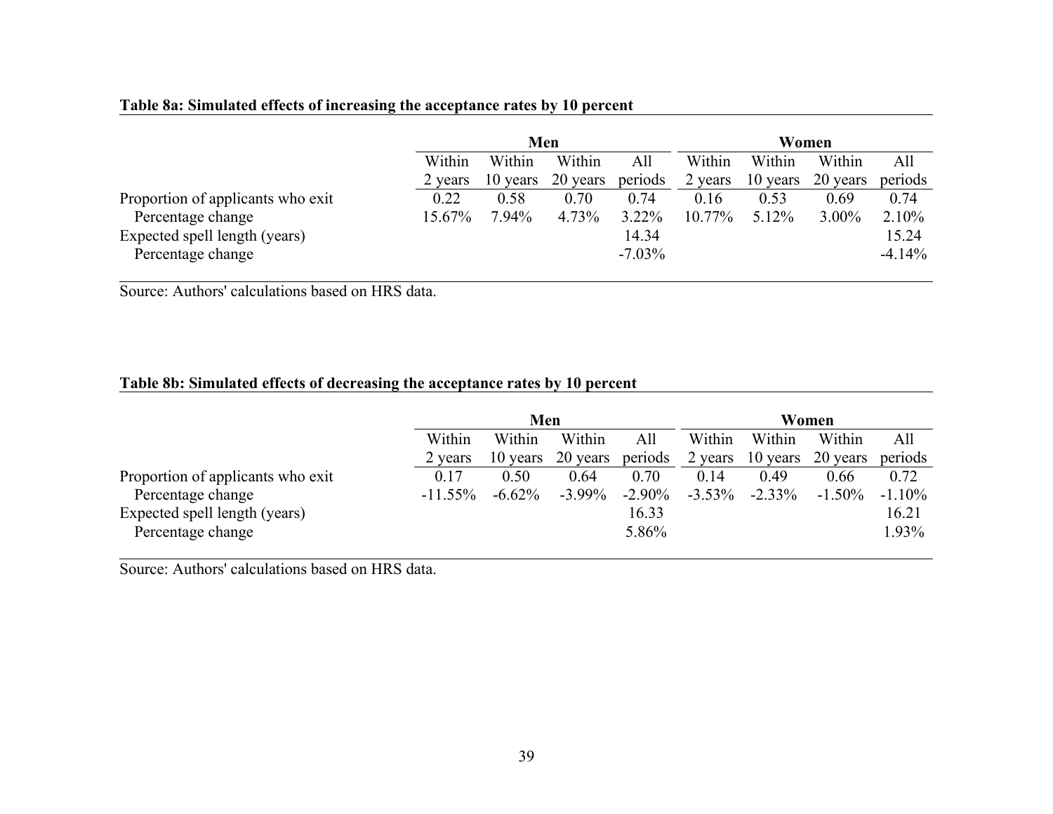**Table 8a: Simulated effects of increasing the acceptance rates by 10 percent**

| | Men | | | | Women | | | |
|---|---|---|---|---|---|---|---|---|
| | Within 2 years | Within 10 years | Within 20 years | All periods | Within 2 years | Within 10 years | Within 20 years | All periods |
| Proportion of applicants who exit | 0.22 | 0.58 | 0.70 | 0.74 | 0.16 | 0.53 | 0.69 | 0.74 |
| Percentage change | 15.67% | 7.94% | 4.73% | 3.22% | 10.77% | 5.12% | 3.00% | 2.10% |
| Expected spell length (years) | | | | 14.34 | | | | 15.24 |
| Percentage change | | | | -7.03% | | | | -4.14% |

Source: Authors' calculations based on HRS data.

**Table 8b: Simulated effects of decreasing the acceptance rates by 10 percent**

| | Men | | | | Women | | | |
|---|---|---|---|---|---|---|---|---|
| | Within 2 years | Within 10 years | Within 20 years | All periods | Within 2 years | Within 10 years | Within 20 years | All periods |
| Proportion of applicants who exit | 0.17 | 0.50 | 0.64 | 0.70 | 0.14 | 0.49 | 0.66 | 0.72 |
| Percentage change | -11.55% | -6.62% | -3.99% | -2.90% | -3.53% | -2.33% | -1.50% | -1.10% |
| Expected spell length (years) | | | | 16.33 | | | | 16.21 |
| Percentage change | | | | 5.86% | | | | 1.93% |

Source: Authors' calculations based on HRS data.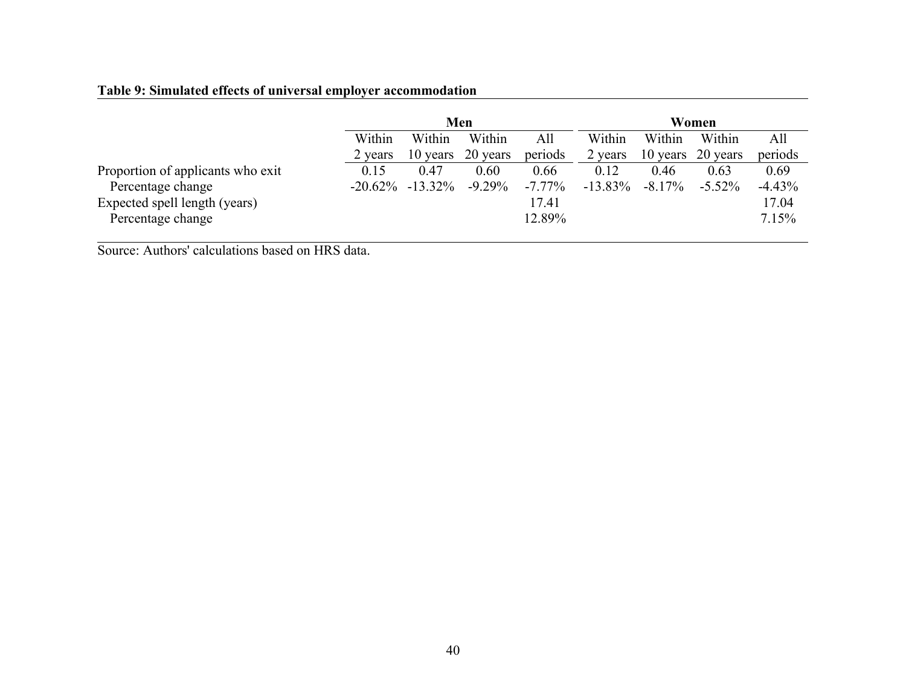**Table 9: Simulated effects of universal employer accommodation**

| | Men | | | | Women | | | |
|---|---|---|---|---|---|---|---|---|
| | Within 2 years | Within 10 years | Within 20 years | All periods | Within 2 years | Within 10 years | Within 20 years | All periods |
| Proportion of applicants who exit | 0.15 | 0.47 | 0.60 | 0.66 | 0.12 | 0.46 | 0.63 | 0.69 |
| Percentage change | -20.62% | -13.32% | -9.29% | -7.77% | -13.83% | -8.17% | -5.52% | -4.43% |
| Expected spell length (years) | | | | 17.41 | | | | 17.04 |
| Percentage change | | | | 12.89% | | | | 7.15% |

Source: Authors' calculations based on HRS data.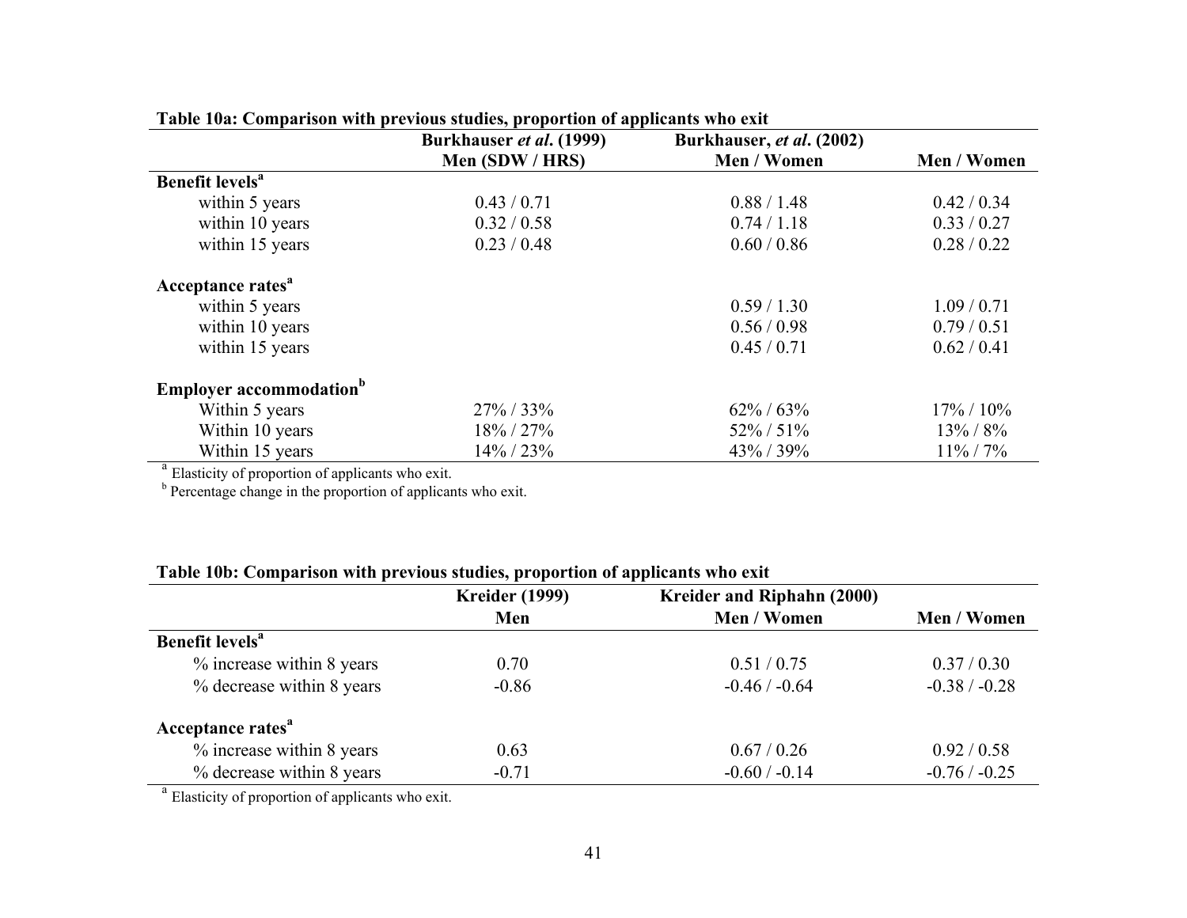**Table 10a: Comparison with previous studies, proportion of applicants who exit**

| | Burkhauser *et al*. (1999) Men (SDW / HRS) | Burkhauser, *et al*. (2002) Men / Women | Men / Women |
|---|---|---|---|
| **Benefit levels**[a] | | | |
| within 5 years | 0.43 / 0.71 | 0.88 / 1.48 | 0.42 / 0.34 |
| within 10 years | 0.32 / 0.58 | 0.74 / 1.18 | 0.33 / 0.27 |
| within 15 years | 0.23 / 0.48 | 0.60 / 0.86 | 0.28 / 0.22 |
| **Acceptance rates**[a] | | | |
| within 5 years | | 0.59 / 1.30 | 1.09 / 0.71 |
| within 10 years | | 0.56 / 0.98 | 0.79 / 0.51 |
| within 15 years | | 0.45 / 0.71 | 0.62 / 0.41 |
| **Employer accommodation**[b] | | | |
| Within 5 years | 27% / 33% | 62% / 63% | 17% / 10% |
| Within 10 years | 18% / 27% | 52% / 51% | 13% / 8% |
| Within 15 years | 14% / 23% | 43% / 39% | 11% / 7% |

[a] Elasticity of proportion of applicants who exit.
[b] Percentage change in the proportion of applicants who exit.

**Table 10b: Comparison with previous studies, proportion of applicants who exit**

| | Kreider (1999) Men | Kreider and Riphahn (2000) Men / Women | Men / Women |
|---|---|---|---|
| **Benefit levels**[a] | | | |
| % increase within 8 years | 0.70 | 0.51 / 0.75 | 0.37 / 0.30 |
| % decrease within 8 years | -0.86 | -0.46 / -0.64 | -0.38 / -0.28 |
| **Acceptance rates**[a] | | | |
| % increase within 8 years | 0.63 | 0.67 / 0.26 | 0.92 / 0.58 |
| % decrease within 8 years | -0.71 | -0.60 / -0.14 | -0.76 / -0.25 |

[a] Elasticity of proportion of applicants who exit.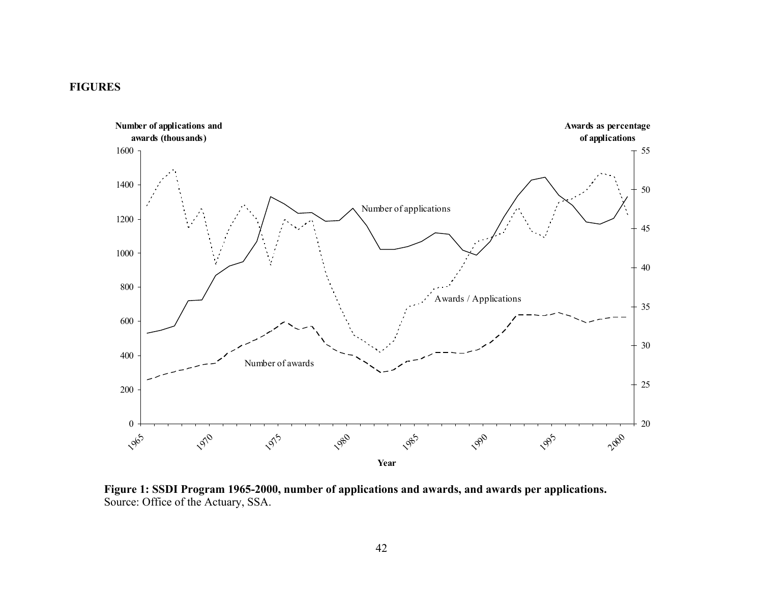**FIGURES**

**Figure 1: SSDI Program 1965-2000, number of applications and awards, and awards per applications.**
Source: Office of the Actuary, SSA.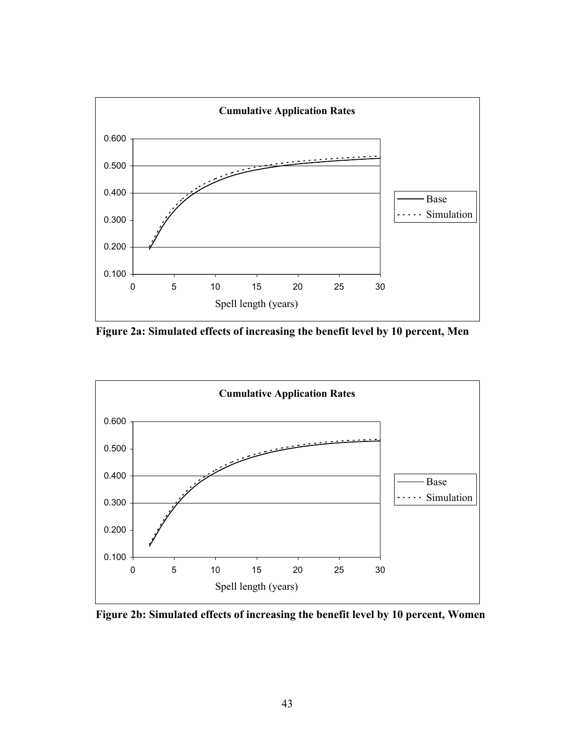**Figure 2a: Simulated effects of increasing the benefit level by 10 percent, Men**

**Figure 2b: Simulated effects of increasing the benefit level by 10 percent, Women**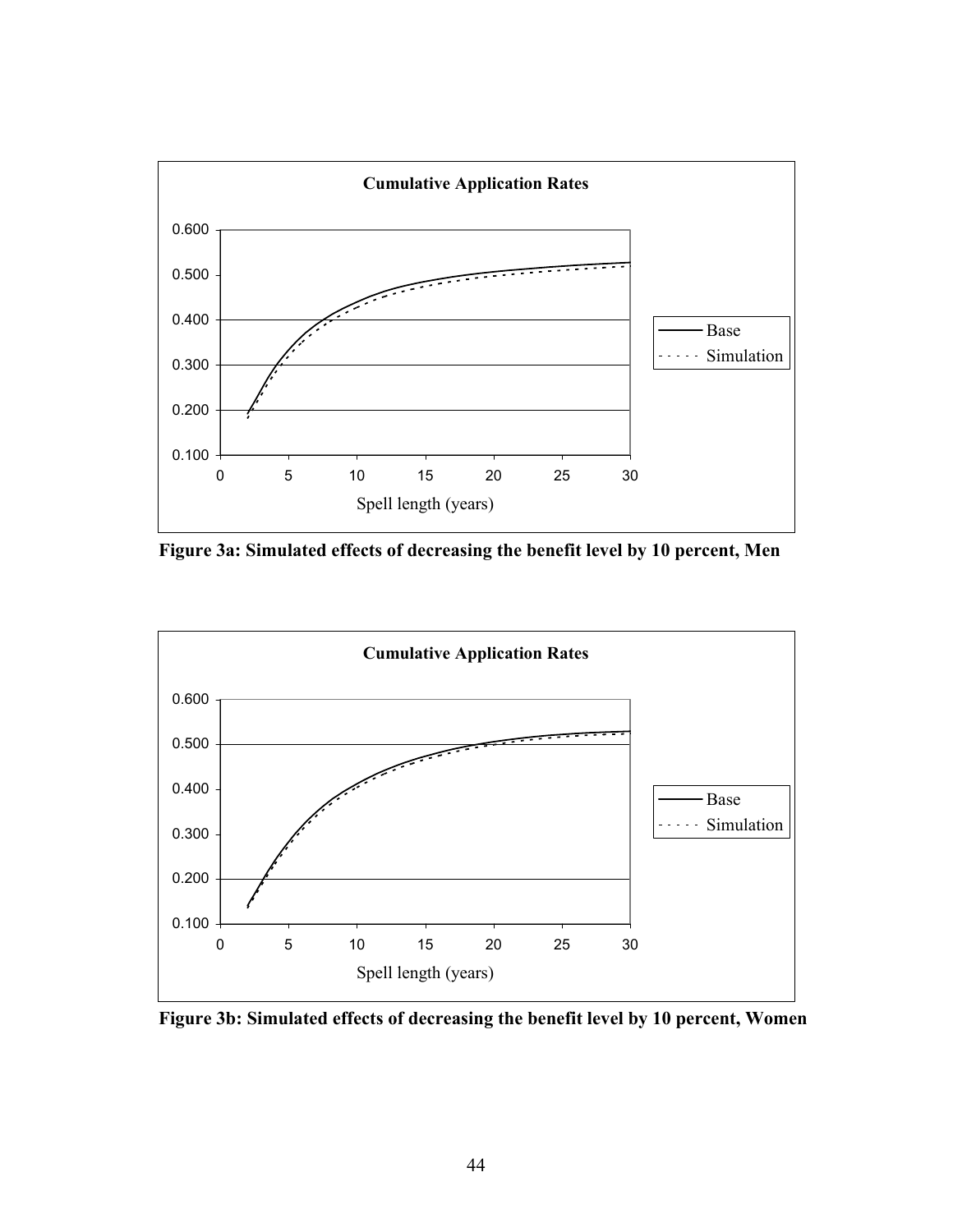Figure 3a: Simulated effects of decreasing the benefit level by 10 percent, Men

Figure 3b: Simulated effects of decreasing the benefit level by 10 percent, Women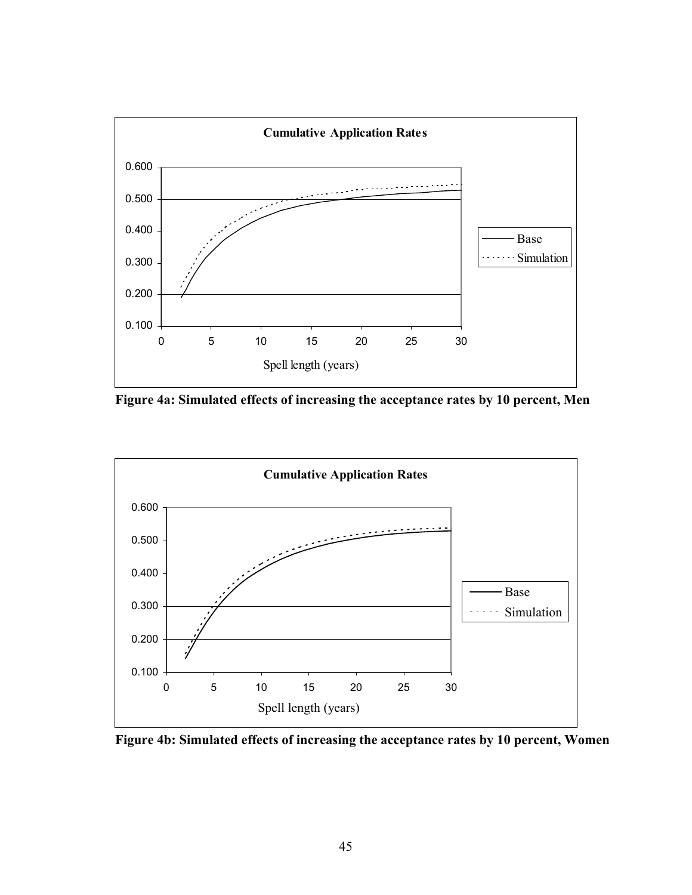**Figure 4a: Simulated effects of increasing the acceptance rates by 10 percent, Men**

**Figure 4b: Simulated effects of increasing the acceptance rates by 10 percent, Women**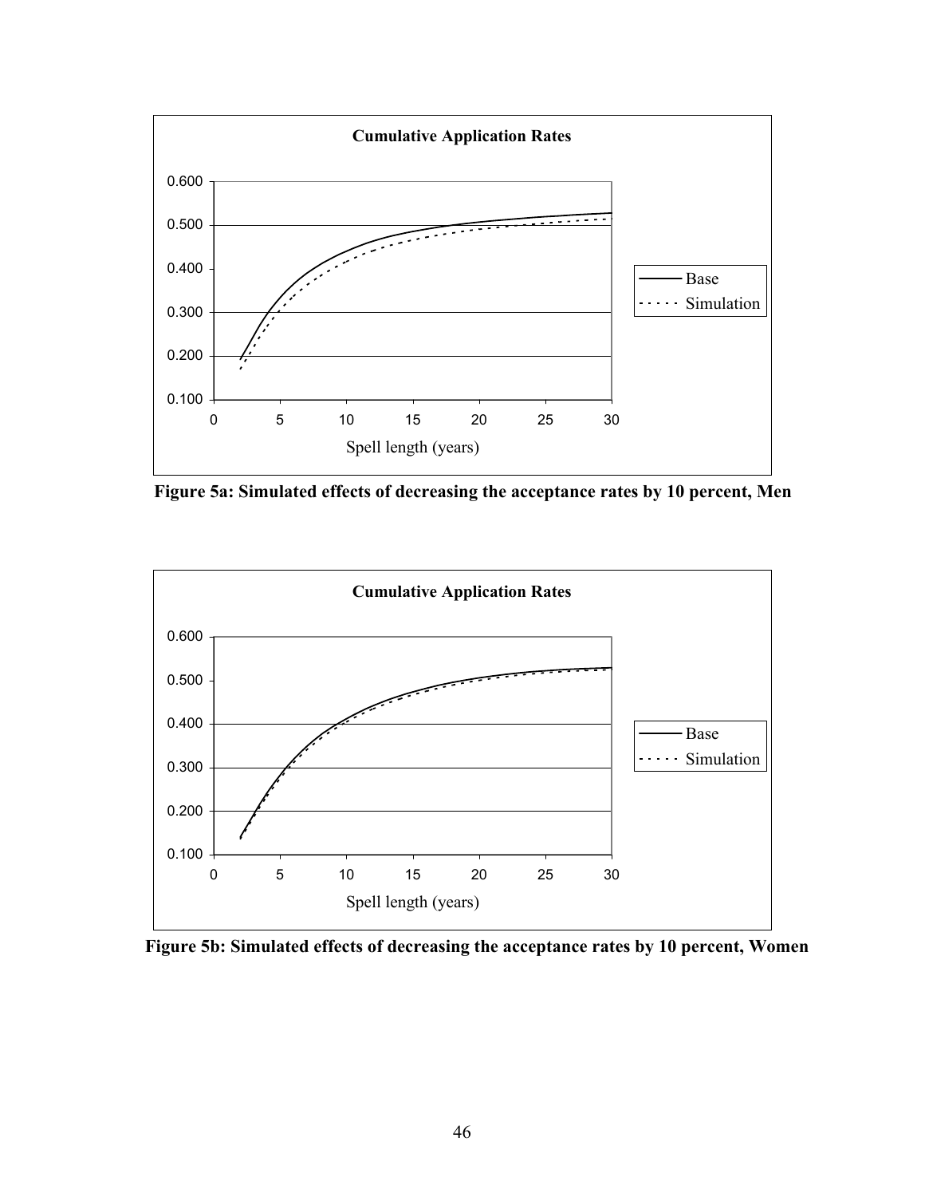Cumulative Application Rates

Figure 5a: Simulated effects of decreasing the acceptance rates by 10 percent, Men

Cumulative Application Rates

Figure 5b: Simulated effects of decreasing the acceptance rates by 10 percent, Women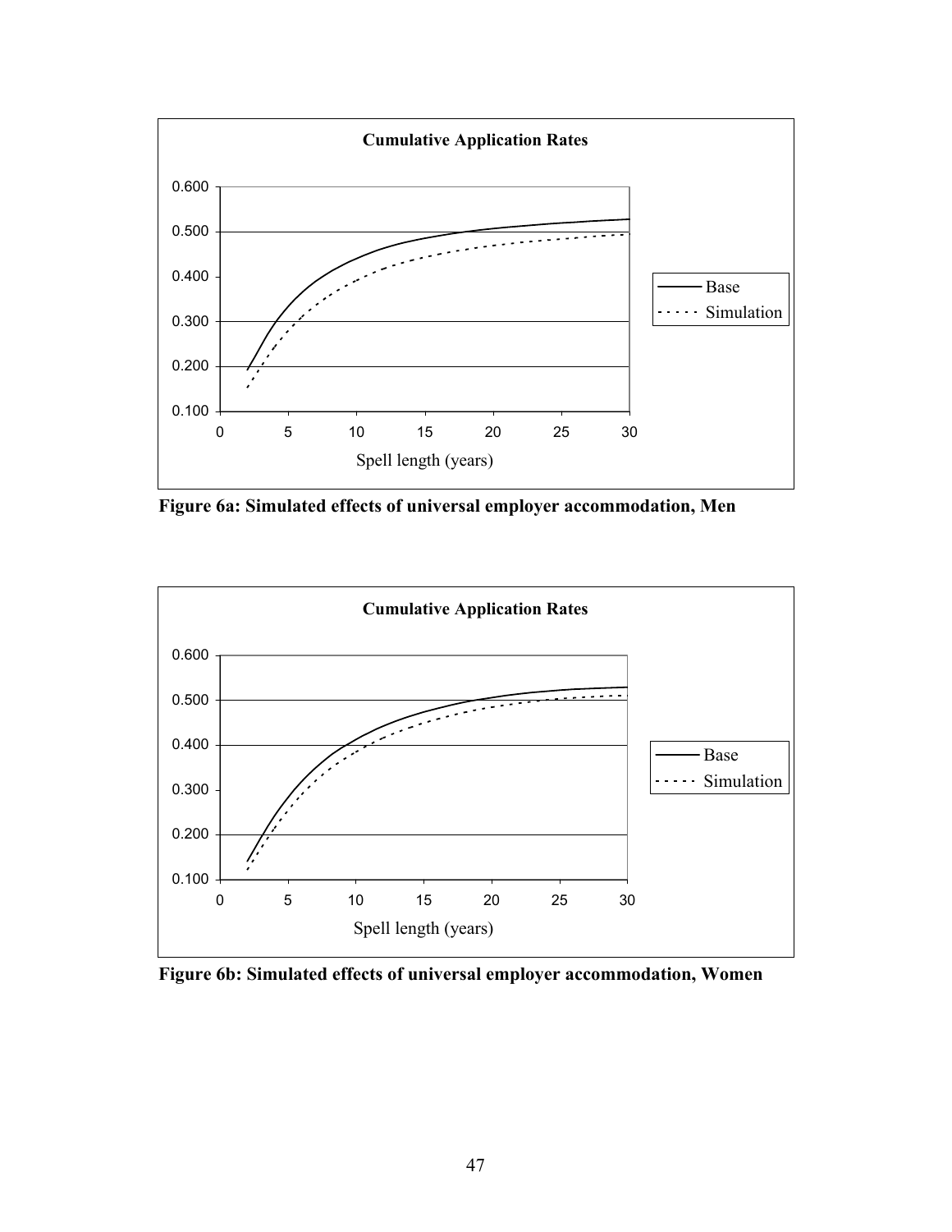**Figure 6a: Simulated effects of universal employer accommodation, Men**

**Figure 6b: Simulated effects of universal employer accommodation, Women**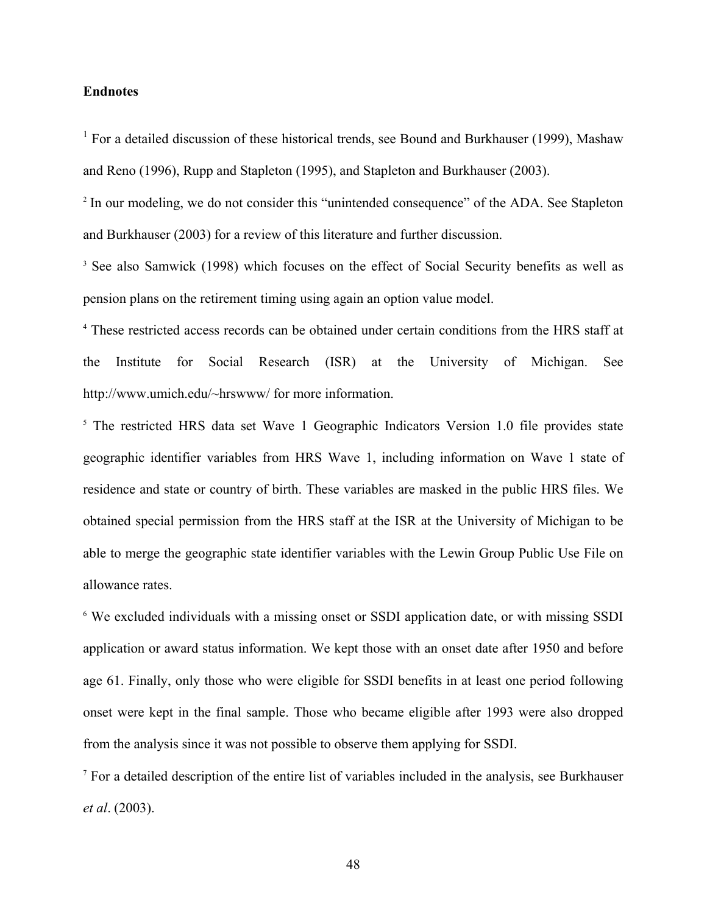**Endnotes**

[1] For a detailed discussion of these historical trends, see Bound and Burkhauser (1999), Mashaw and Reno (1996), Rupp and Stapleton (1995), and Stapleton and Burkhauser (2003).

[2] In our modeling, we do not consider this "unintended consequence" of the ADA. See Stapleton and Burkhauser (2003) for a review of this literature and further discussion.

[3] See also Samwick (1998) which focuses on the effect of Social Security benefits as well as pension plans on the retirement timing using again an option value model.

[4] These restricted access records can be obtained under certain conditions from the HRS staff at the Institute for Social Research (ISR) at the University of Michigan. See http://www.umich.edu/~hrswww/ for more information.

[5] The restricted HRS data set Wave 1 Geographic Indicators Version 1.0 file provides state geographic identifier variables from HRS Wave 1, including information on Wave 1 state of residence and state or country of birth. These variables are masked in the public HRS files. We obtained special permission from the HRS staff at the ISR at the University of Michigan to be able to merge the geographic state identifier variables with the Lewin Group Public Use File on allowance rates.

[6] We excluded individuals with a missing onset or SSDI application date, or with missing SSDI application or award status information. We kept those with an onset date after 1950 and before age 61. Finally, only those who were eligible for SSDI benefits in at least one period following onset were kept in the final sample. Those who became eligible after 1993 were also dropped from the analysis since it was not possible to observe them applying for SSDI.

[7] For a detailed description of the entire list of variables included in the analysis, see Burkhauser *et al*. (2003).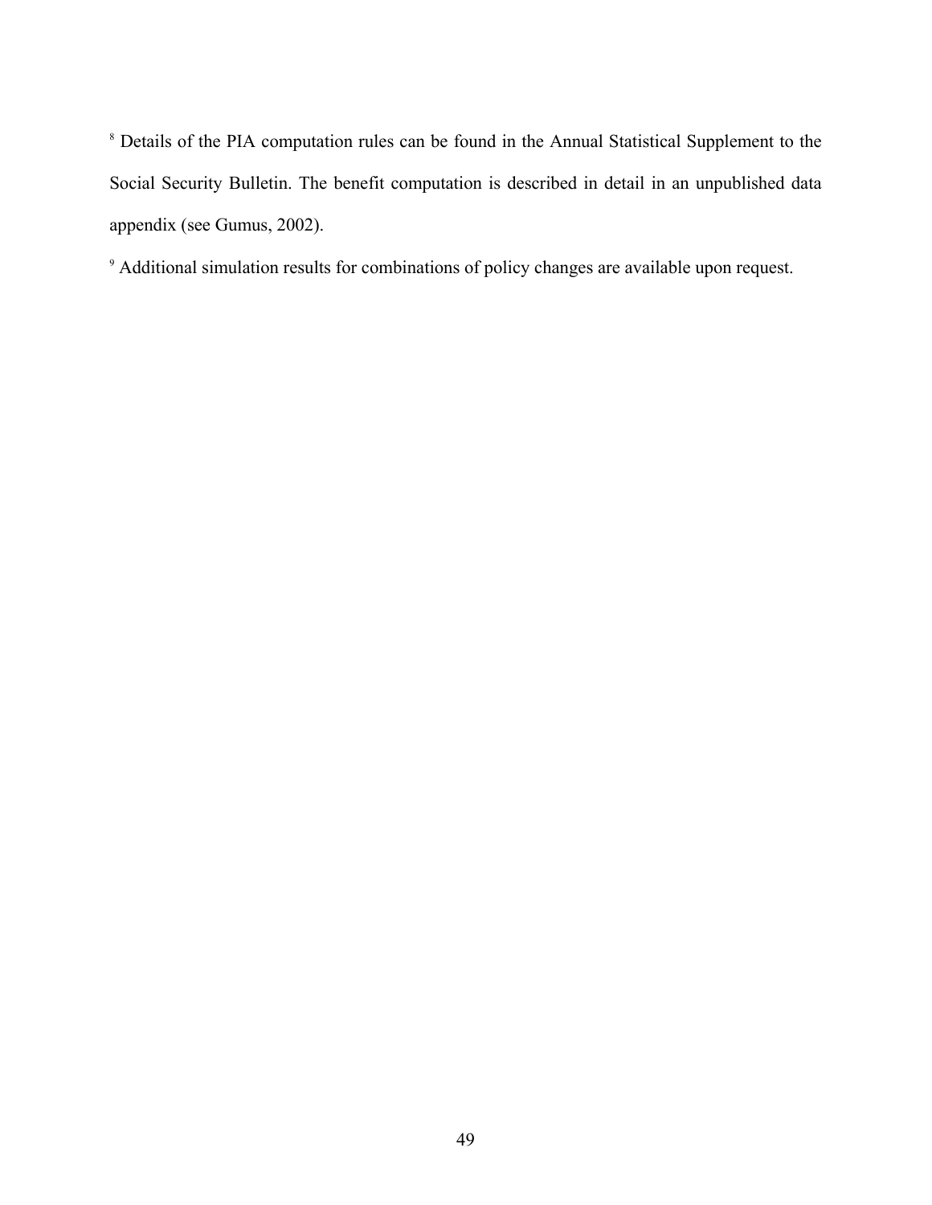[8] Details of the PIA computation rules can be found in the Annual Statistical Supplement to the Social Security Bulletin. The benefit computation is described in detail in an unpublished data appendix (see Gumus, 2002).

[9] Additional simulation results for combinations of policy changes are available upon request.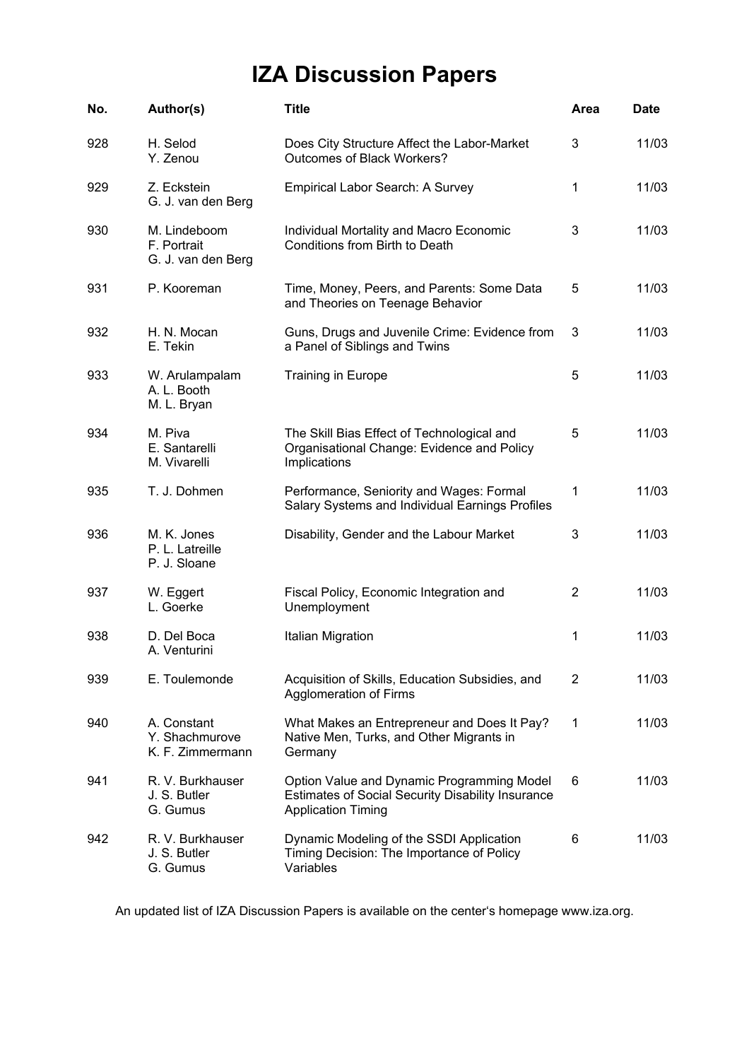# IZA Discussion Papers

| No. | Author(s) | Title | Area | Date |
|---|---|---|---|---|
| 928 | H. Selod<br>Y. Zenou | Does City Structure Affect the Labor-Market Outcomes of Black Workers? | 3 | 11/03 |
| 929 | Z. Eckstein<br>G. J. van den Berg | Empirical Labor Search: A Survey | 1 | 11/03 |
| 930 | M. Lindeboom<br>F. Portrait<br>G. J. van den Berg | Individual Mortality and Macro Economic Conditions from Birth to Death | 3 | 11/03 |
| 931 | P. Kooreman | Time, Money, Peers, and Parents: Some Data and Theories on Teenage Behavior | 5 | 11/03 |
| 932 | H. N. Mocan<br>E. Tekin | Guns, Drugs and Juvenile Crime: Evidence from a Panel of Siblings and Twins | 3 | 11/03 |
| 933 | W. Arulampalam<br>A. L. Booth<br>M. L. Bryan | Training in Europe | 5 | 11/03 |
| 934 | M. Piva<br>E. Santarelli<br>M. Vivarelli | The Skill Bias Effect of Technological and Organisational Change: Evidence and Policy Implications | 5 | 11/03 |
| 935 | T. J. Dohmen | Performance, Seniority and Wages: Formal Salary Systems and Individual Earnings Profiles | 1 | 11/03 |
| 936 | M. K. Jones<br>P. L. Latreille<br>P. J. Sloane | Disability, Gender and the Labour Market | 3 | 11/03 |
| 937 | W. Eggert<br>L. Goerke | Fiscal Policy, Economic Integration and Unemployment | 2 | 11/03 |
| 938 | D. Del Boca<br>A. Venturini | Italian Migration | 1 | 11/03 |
| 939 | E. Toulemonde | Acquisition of Skills, Education Subsidies, and Agglomeration of Firms | 2 | 11/03 |
| 940 | A. Constant<br>Y. Shachmurove<br>K. F. Zimmermann | What Makes an Entrepreneur and Does It Pay? Native Men, Turks, and Other Migrants in Germany | 1 | 11/03 |
| 941 | R. V. Burkhauser<br>J. S. Butler<br>G. Gumus | Option Value and Dynamic Programming Model Estimates of Social Security Disability Insurance Application Timing | 6 | 11/03 |
| 942 | R. V. Burkhauser<br>J. S. Butler<br>G. Gumus | Dynamic Modeling of the SSDI Application Timing Decision: The Importance of Policy Variables | 6 | 11/03 |

An updated list of IZA Discussion Papers is available on the center's homepage www.iza.org.